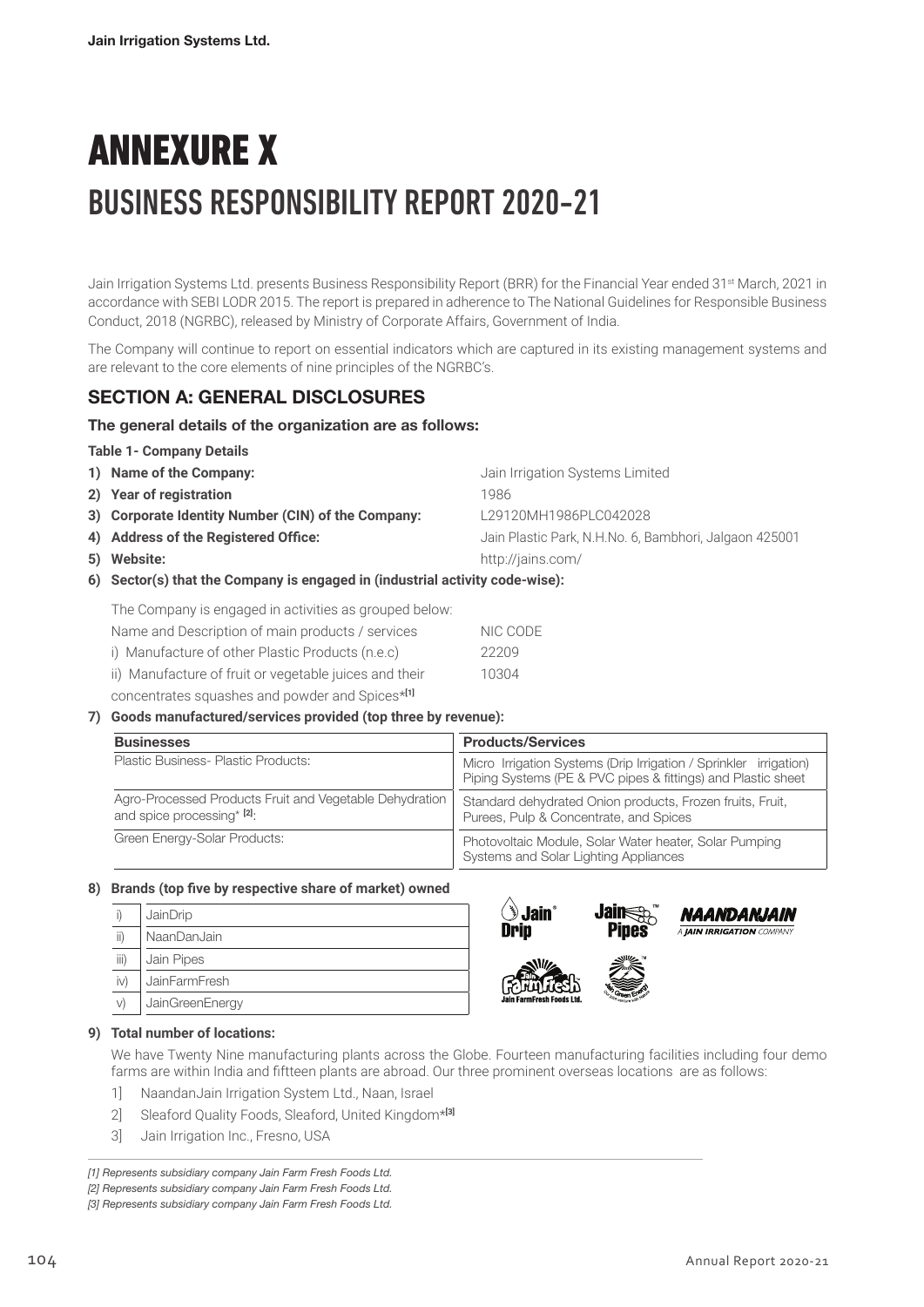# ANNEXURE X

## BUSINESS RESPONSIBILITY REPORT 2020-21

Jain Irrigation Systems Ltd. presents Business Responsibility Report (BRR) for the Financial Year ended 31st March, 2021 in accordance with SEBI LODR 2015. The report is prepared in adherence to The National Guidelines for Responsible Business Conduct, 2018 (NGRBC), released by Ministry of Corporate Affairs, Government of India.

The Company will continue to report on essential indicators which are captured in its existing management systems and are relevant to the core elements of nine principles of the NGRBC's.

### SECTION A: GENERAL DISCLOSURES

**The general details of the organization are as follows:**

**Table 1- Company Details**

1) **Name of the Company:** Jain Irrigation Systems Limited
2) **Year of registration** 1986
3) **Corporate Identity Number (CIN) of the Company:** L29120MH1986PLC042028
4) **Address of the Registered Office:** Jain Plastic Park, N.H.No. 6, Bambhori, Jalgaon 425001
5) **Website:** http://jains.com/
6) **Sector(s) that the Company is engaged in (industrial activity code-wise):**

The Company is engaged in activities as grouped below:

| Name and Description of main products / services | NIC CODE |
|---|---|
| i) Manufacture of other Plastic Products (n.e.c) | 22209 |
| ii) Manufacture of fruit or vegetable juices and their concentrates squashes and powder and Spices*[1] | 10304 |

7) **Goods manufactured/services provided (top three by revenue):**

| Businesses | Products/Services |
|---|---|
| Plastic Business- Plastic Products: | Micro Irrigation Systems (Drip Irrigation / Sprinkler irrigation) Piping Systems (PE & PVC pipes & fittings) and Plastic sheet |
| Agro-Processed Products Fruit and Vegetable Dehydration and spice processing* [2]: | Standard dehydrated Onion products, Frozen fruits, Fruit, Purees, Pulp & Concentrate, and Spices |
| Green Energy-Solar Products: | Photovoltaic Module, Solar Water heater, Solar Pumping Systems and Solar Lighting Appliances |

8) **Brands (top five by respective share of market) owned**

| | |
|---|---|
| i) | JainDrip |
| ii) | NaanDanJain |
| iii) | Jain Pipes |
| iv) | JainFarmFresh |
| v) | JainGreenEnergy |

9) **Total number of locations:**

We have Twenty Nine manufacturing plants across the Globe. Fourteen manufacturing facilities including four demo farms are within India and fiftteen plants are abroad. Our three prominent overseas locations are as follows:

1] NaandanJain Irrigation System Ltd., Naan, Israel

2] Sleaford Quality Foods, Sleaford, United Kingdom*[3]

3] Jain Irrigation Inc., Fresno, USA

---

*[1] Represents subsidiary company Jain Farm Fresh Foods Ltd.*

*[2] Represents subsidiary company Jain Farm Fresh Foods Ltd.*

*[3] Represents subsidiary company Jain Farm Fresh Foods Ltd.*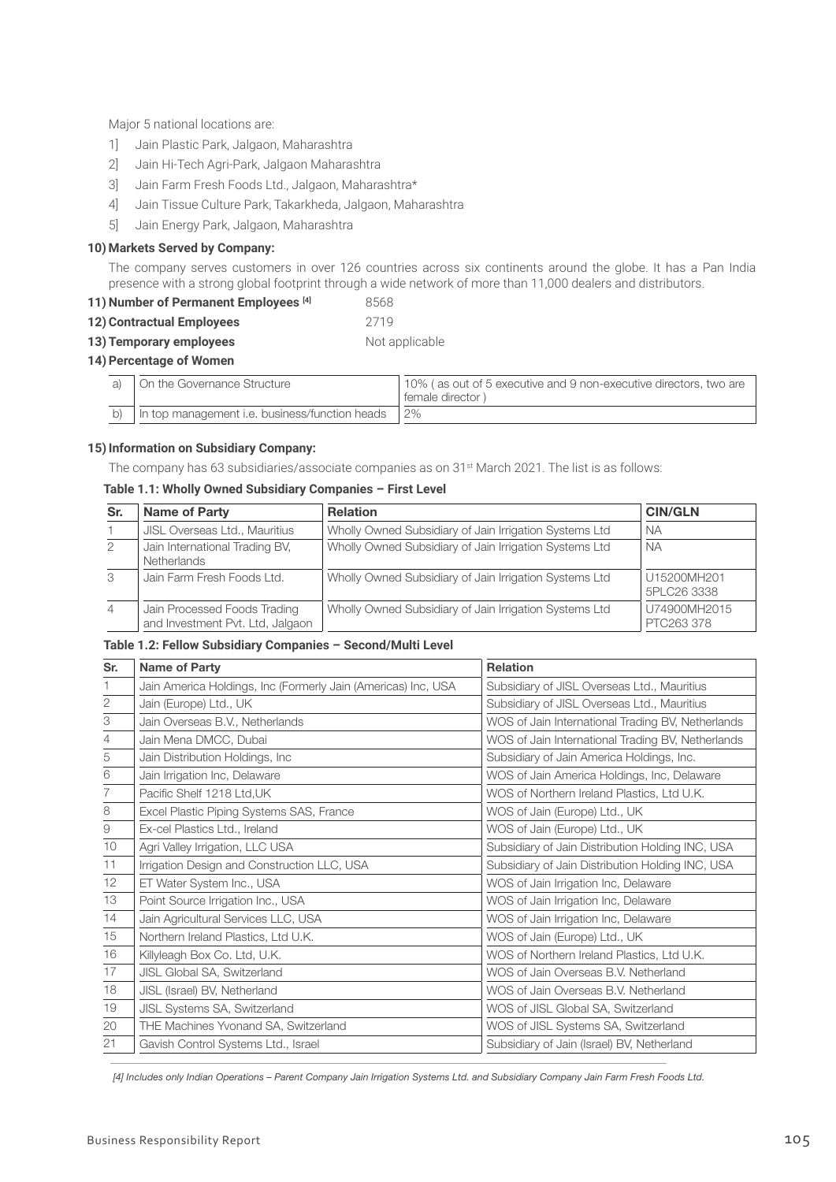Major 5 national locations are:

1] Jain Plastic Park, Jalgaon, Maharashtra

2] Jain Hi-Tech Agri-Park, Jalgaon Maharashtra

3] Jain Farm Fresh Foods Ltd., Jalgaon, Maharashtra*

4] Jain Tissue Culture Park, Takarkheda, Jalgaon, Maharashtra

5] Jain Energy Park, Jalgaon, Maharashtra

**10) Markets Served by Company:**

The company serves customers in over 126 countries across six continents around the globe. It has a Pan India presence with a strong global footprint through a wide network of more than 11,000 dealers and distributors.

**11) Number of Permanent Employees [4]** 8568

**12) Contractual Employees** 2719

**13) Temporary employees** Not applicable

**14) Percentage of Women**

| | | |
|---|---|---|
| a) | On the Governance Structure | 10% ( as out of 5 executive and 9 non-executive directors, two are female director ) |
| b) | In top management i.e. business/function heads | 2% |

**15) Information on Subsidiary Company:**

The company has 63 subsidiaries/associate companies as on 31st March 2021. The list is as follows:

**Table 1.1: Wholly Owned Subsidiary Companies – First Level**

| Sr. | Name of Party | Relation | CIN/GLN |
|---|---|---|---|
| 1 | JISL Overseas Ltd., Mauritius | Wholly Owned Subsidiary of Jain Irrigation Systems Ltd | NA |
| 2 | Jain International Trading BV, Netherlands | Wholly Owned Subsidiary of Jain Irrigation Systems Ltd | NA |
| 3 | Jain Farm Fresh Foods Ltd. | Wholly Owned Subsidiary of Jain Irrigation Systems Ltd | U15200MH2015PLC263338 |
| 4 | Jain Processed Foods Trading and Investment Pvt. Ltd, Jalgaon | Wholly Owned Subsidiary of Jain Irrigation Systems Ltd | U74900MH2015PTC263 378 |

**Table 1.2: Fellow Subsidiary Companies – Second/Multi Level**

| Sr. | Name of Party | Relation |
|---|---|---|
| 1 | Jain America Holdings, Inc (Formerly Jain (Americas) Inc, USA | Subsidiary of JISL Overseas Ltd., Mauritius |
| 2 | Jain (Europe) Ltd., UK | Subsidiary of JISL Overseas Ltd., Mauritius |
| 3 | Jain Overseas B.V., Netherlands | WOS of Jain International Trading BV, Netherlands |
| 4 | Jain Mena DMCC, Dubai | WOS of Jain International Trading BV, Netherlands |
| 5 | Jain Distribution Holdings, Inc | Subsidiary of Jain America Holdings, Inc. |
| 6 | Jain Irrigation Inc, Delaware | WOS of Jain America Holdings, Inc, Delaware |
| 7 | Pacific Shelf 1218 Ltd,UK | WOS of Northern Ireland Plastics, Ltd U.K. |
| 8 | Excel Plastic Piping Systems SAS, France | WOS of Jain (Europe) Ltd., UK |
| 9 | Ex-cel Plastics Ltd., Ireland | WOS of Jain (Europe) Ltd., UK |
| 10 | Agri Valley Irrigation, LLC USA | Subsidiary of Jain Distribution Holding INC, USA |
| 11 | Irrigation Design and Construction LLC, USA | Subsidiary of Jain Distribution Holding INC, USA |
| 12 | ET Water System Inc., USA | WOS of Jain Irrigation Inc, Delaware |
| 13 | Point Source Irrigation Inc., USA | WOS of Jain Irrigation Inc, Delaware |
| 14 | Jain Agricultural Services LLC, USA | WOS of Jain Irrigation Inc, Delaware |
| 15 | Northern Ireland Plastics, Ltd U.K. | WOS of Jain (Europe) Ltd., UK |
| 16 | Killyleagh Box Co. Ltd, U.K. | WOS of Northern Ireland Plastics, Ltd U.K. |
| 17 | JISL Global SA, Switzerland | WOS of Jain Overseas B.V. Netherland |
| 18 | JISL (Israel) BV, Netherland | WOS of Jain Overseas B.V. Netherland |
| 19 | JISL Systems SA, Switzerland | WOS of JISL Global SA, Switzerland |
| 20 | THE Machines Yvonand SA, Switzerland | WOS of JISL Systems SA, Switzerland |
| 21 | Gavish Control Systems Ltd., Israel | Subsidiary of Jain (Israel) BV, Netherland |

*[4] Includes only Indian Operations – Parent Company Jain Irrigation Systems Ltd. and Subsidiary Company Jain Farm Fresh Foods Ltd.*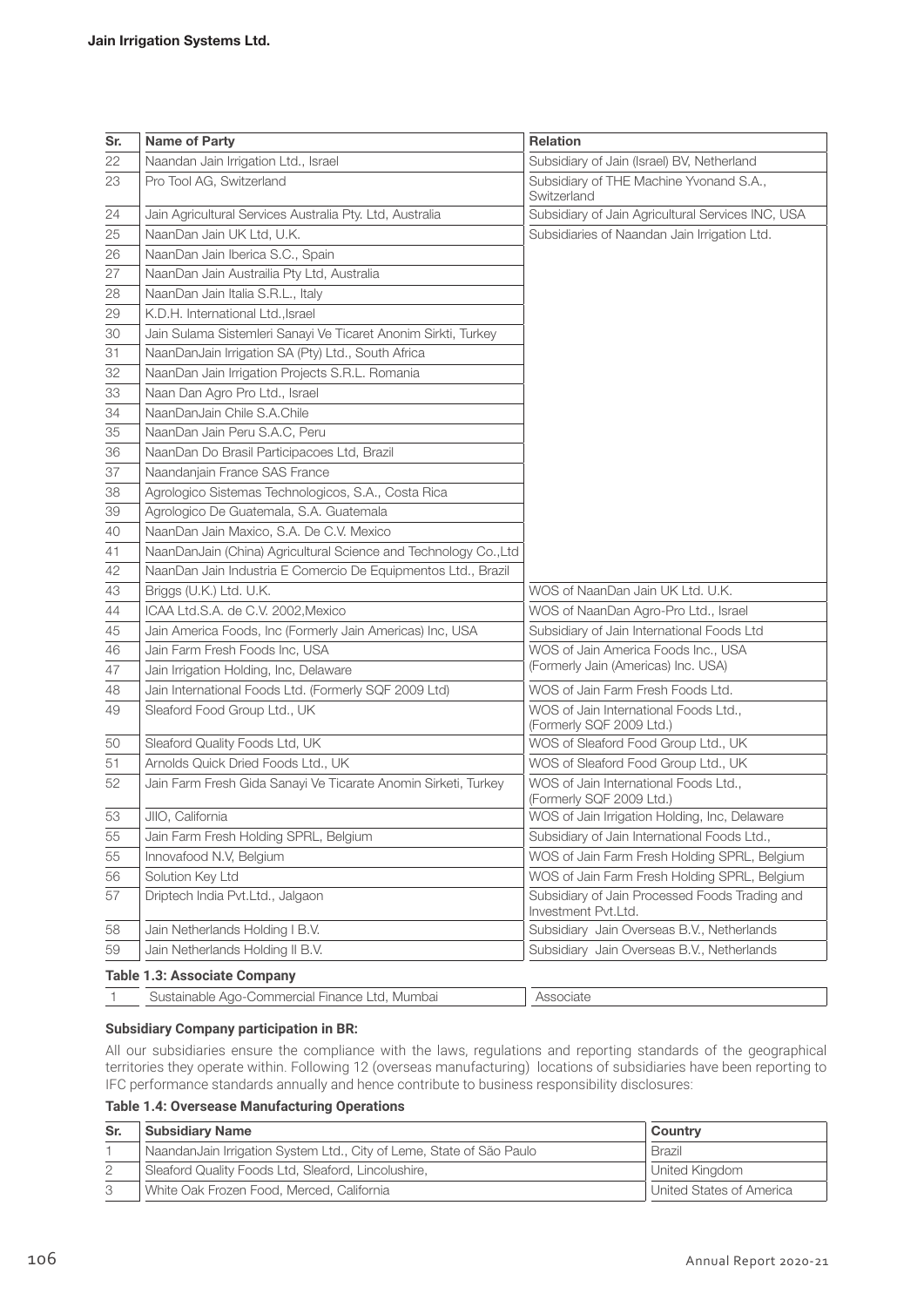| Sr. | Name of Party | Relation |
|---|---|---|
| 22 | Naandan Jain Irrigation Ltd., Israel | Subsidiary of Jain (Israel) BV, Netherland |
| 23 | Pro Tool AG, Switzerland | Subsidiary of THE Machine Yvonand S.A., Switzerland |
| 24 | Jain Agricultural Services Australia Pty. Ltd, Australia | Subsidiary of Jain Agricultural Services INC, USA |
| 25 | NaanDan Jain UK Ltd, U.K. | Subsidiaries of Naandan Jain Irrigation Ltd. |
| 26 | NaanDan Jain Iberica S.C., Spain | |
| 27 | NaanDan Jain Austrailia Pty Ltd, Australia | |
| 28 | NaanDan Jain Italia S.R.L., Italy | |
| 29 | K.D.H. International Ltd.,Israel | |
| 30 | Jain Sulama Sistemleri Sanayi Ve Ticaret Anonim Sirkti, Turkey | |
| 31 | NaanDanJain Irrigation SA (Pty) Ltd., South Africa | |
| 32 | NaanDan Jain Irrigation Projects S.R.L. Romania | |
| 33 | Naan Dan Agro Pro Ltd., Israel | |
| 34 | NaanDanJain Chile S.A.Chile | |
| 35 | NaanDan Jain Peru S.A.C, Peru | |
| 36 | NaanDan Do Brasil Participacoes Ltd, Brazil | |
| 37 | Naandanjain France SAS France | |
| 38 | Agrologico Sistemas Technologicos, S.A., Costa Rica | |
| 39 | Agrologico De Guatemala, S.A. Guatemala | |
| 40 | NaanDan Jain Maxico, S.A. De C.V. Mexico | |
| 41 | NaanDanJain (China) Agricultural Science and Technology Co.,Ltd | |
| 42 | NaanDan Jain Industria E Comercio De Equipmentos Ltd., Brazil | |
| 43 | Briggs (U.K.) Ltd. U.K. | WOS of NaanDan Jain UK Ltd. U.K. |
| 44 | ICAA Ltd.S.A. de C.V. 2002,Mexico | WOS of NaanDan Agro-Pro Ltd., Israel |
| 45 | Jain America Foods, Inc (Formerly Jain Americas) Inc, USA | Subsidiary of Jain International Foods Ltd |
| 46 | Jain Farm Fresh Foods Inc, USA | WOS of Jain America Foods Inc., USA (Formerly Jain (Americas) Inc. USA) |
| 47 | Jain Irrigation Holding, Inc, Delaware | |
| 48 | Jain International Foods Ltd. (Formerly SQF 2009 Ltd) | WOS of Jain Farm Fresh Foods Ltd. |
| 49 | Sleaford Food Group Ltd., UK | WOS of Jain International Foods Ltd., (Formerly SQF 2009 Ltd.) |
| 50 | Sleaford Quality Foods Ltd, UK | WOS of Sleaford Food Group Ltd., UK |
| 51 | Arnolds Quick Dried Foods Ltd., UK | WOS of Sleaford Food Group Ltd., UK |
| 52 | Jain Farm Fresh Gida Sanayi Ve Ticarate Anomin Sirketi, Turkey | WOS of Jain International Foods Ltd., (Formerly SQF 2009 Ltd.) |
| 53 | JIIO, California | WOS of Jain Irrigation Holding, Inc, Delaware |
| 55 | Jain Farm Fresh Holding SPRL, Belgium | Subsidiary of Jain International Foods Ltd., |
| 55 | Innovafood N.V, Belgium | WOS of Jain Farm Fresh Holding SPRL, Belgium |
| 56 | Solution Key Ltd | WOS of Jain Farm Fresh Holding SPRL, Belgium |
| 57 | Driptech India Pvt.Ltd., Jalgaon | Subsidiary of Jain Processed Foods Trading and Investment Pvt.Ltd. |
| 58 | Jain Netherlands Holding I B.V. | Subsidiary Jain Overseas B.V., Netherlands |
| 59 | Jain Netherlands Holding II B.V. | Subsidiary Jain Overseas B.V., Netherlands |

**Table 1.3: Associate Company**

| Sr. | Name of Party | Relation |
|---|---|---|
| 1 | Sustainable Ago-Commercial Finance Ltd, Mumbai | Associate |

**Subsidiary Company participation in BR:**

All our subsidiaries ensure the compliance with the laws, regulations and reporting standards of the geographical territories they operate within. Following 12 (overseas manufacturing) locations of subsidiaries have been reporting to IFC performance standards annually and hence contribute to business responsibility disclosures:

**Table 1.4: Oversease Manufacturing Operations**

| Sr. | Subsidiary Name | Country |
|---|---|---|
| 1 | NaandanJain Irrigation System Ltd., City of Leme, State of São Paulo | Brazil |
| 2 | Sleaford Quality Foods Ltd, Sleaford, Lincolushire, | United Kingdom |
| 3 | White Oak Frozen Food, Merced, California | United States of America |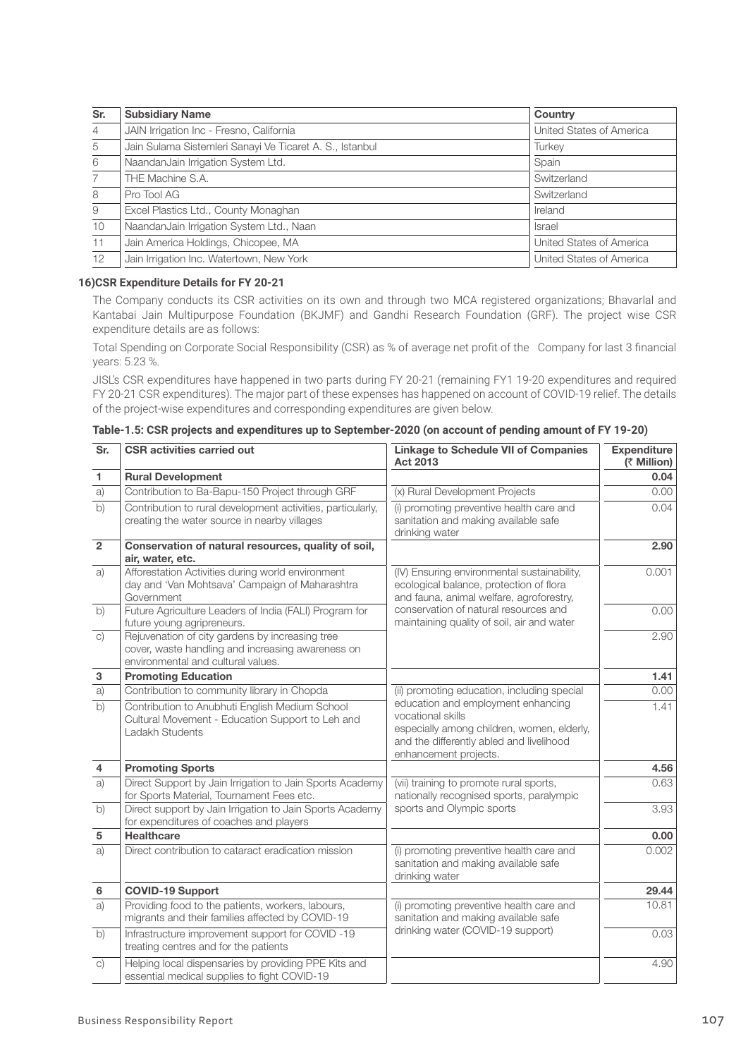| Sr. | Subsidiary Name | Country |
|---|---|---|
| 4 | JAIN Irrigation Inc - Fresno, California | United States of America |
| 5 | Jain Sulama Sistemleri Sanayi Ve Ticaret A. S., Istanbul | Turkey |
| 6 | NaandanJain Irrigation System Ltd. | Spain |
| 7 | THE Machine S.A. | Switzerland |
| 8 | Pro Tool AG | Switzerland |
| 9 | Excel Plastics Ltd., County Monaghan | Ireland |
| 10 | NaandanJain Irrigation System Ltd., Naan | Israel |
| 11 | Jain America Holdings, Chicopee, MA | United States of America |
| 12 | Jain Irrigation Inc. Watertown, New York | United States of America |

### 16) CSR Expenditure Details for FY 20-21

The Company conducts its CSR activities on its own and through two MCA registered organizations; Bhavarlal and Kantabai Jain Multipurpose Foundation (BKJMF) and Gandhi Research Foundation (GRF). The project wise CSR expenditure details are as follows:

Total Spending on Corporate Social Responsibility (CSR) as % of average net profit of the Company for last 3 financial years: 5.23 %.

JISL's CSR expenditures have happened in two parts during FY 20-21 (remaining FY1 19-20 expenditures and required FY 20-21 CSR expenditures). The major part of these expenses has happened on account of COVID-19 relief. The details of the project-wise expenditures and corresponding expenditures are given below.

**Table-1.5: CSR projects and expenditures up to September-2020 (on account of pending amount of FY 19-20)**

| Sr. | CSR activities carried out | Linkage to Schedule VII of Companies Act 2013 | Expenditure (₹ Million) |
|---|---|---|---|
| **1** | **Rural Development** | | **0.04** |
| a) | Contribution to Ba-Bapu-150 Project through GRF | (x) Rural Development Projects | 0.00 |
| b) | Contribution to rural development activities, particularly, creating the water source in nearby villages | (i) promoting preventive health care and sanitation and making available safe drinking water | 0.04 |
| **2** | **Conservation of natural resources, quality of soil, air, water, etc.** | | **2.90** |
| a) | Afforestation Activities during world environment day and 'Van Mohtsava' Campaign of Maharashtra Government | (IV) Ensuring environmental sustainability, ecological balance, protection of flora and fauna, animal welfare, agroforestry, conservation of natural resources and maintaining quality of soil, air and water | 0.001 |
| b) | Future Agriculture Leaders of India (FALI) Program for future young agripreneurs. | | 0.00 |
| c) | Rejuvenation of city gardens by increasing tree cover, waste handling and increasing awareness on environmental and cultural values. | | 2.90 |
| **3** | **Promoting Education** | | **1.41** |
| a) | Contribution to community library in Chopda | (ii) promoting education, including special education and employment enhancing vocational skills especially among children, women, elderly, and the differently abled and livelihood enhancement projects. | 0.00 |
| b) | Contribution to Anubhuti English Medium School Cultural Movement - Education Support to Leh and Ladakh Students | | 1.41 |
| **4** | **Promoting Sports** | | **4.56** |
| a) | Direct Support by Jain Irrigation to Jain Sports Academy for Sports Material, Tournament Fees etc. | (vii) training to promote rural sports, nationally recognised sports, paralympic sports and Olympic sports | 0.63 |
| b) | Direct support by Jain Irrigation to Jain Sports Academy for expenditures of coaches and players | | 3.93 |
| **5** | **Healthcare** | | **0.00** |
| a) | Direct contribution to cataract eradication mission | (i) promoting preventive health care and sanitation and making available safe drinking water | 0.002 |
| **6** | **COVID-19 Support** | | **29.44** |
| a) | Providing food to the patients, workers, labours, migrants and their families affected by COVID-19 | (i) promoting preventive health care and sanitation and making available safe drinking water (COVID-19 support) | 10.81 |
| b) | Infrastructure improvement support for COVID -19 treating centres and for the patients | | 0.03 |
| c) | Helping local dispensaries by providing PPE Kits and essential medical supplies to fight COVID-19 | | 4.90 |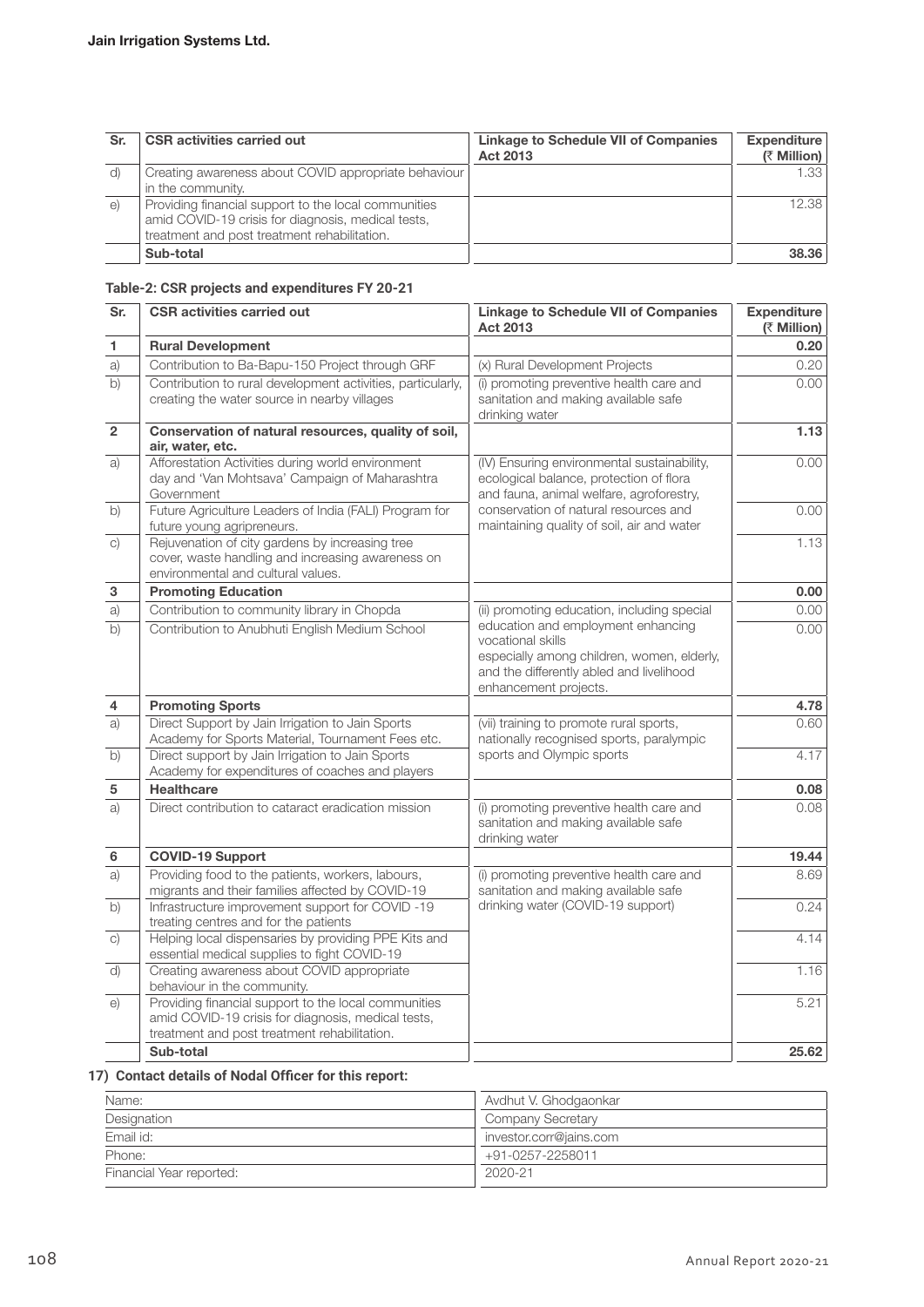| Sr. | CSR activities carried out | Linkage to Schedule VII of Companies Act 2013 | Expenditure (₹ Million) |
|---|---|---|---|
| d) | Creating awareness about COVID appropriate behaviour in the community. | | 1.33 |
| e) | Providing financial support to the local communities amid COVID-19 crisis for diagnosis, medical tests, treatment and post treatment rehabilitation. | | 12.38 |
| | **Sub-total** | | **38.36** |

### Table-2: CSR projects and expenditures FY 20-21

| Sr. | CSR activities carried out | Linkage to Schedule VII of Companies Act 2013 | Expenditure (₹ Million) |
|---|---|---|---|
| **1** | **Rural Development** | | **0.20** |
| a) | Contribution to Ba-Bapu-150 Project through GRF | (x) Rural Development Projects | 0.20 |
| b) | Contribution to rural development activities, particularly, creating the water source in nearby villages | (i) promoting preventive health care and sanitation and making available safe drinking water | 0.00 |
| **2** | **Conservation of natural resources, quality of soil, air, water, etc.** | | **1.13** |
| a) | Afforestation Activities during world environment day and 'Van Mohtsava' Campaign of Maharashtra Government | (IV) Ensuring environmental sustainability, ecological balance, protection of flora and fauna, animal welfare, agroforestry, conservation of natural resources and maintaining quality of soil, air and water | 0.00 |
| b) | Future Agriculture Leaders of India (FALI) Program for future young agripreneurs. | | 0.00 |
| c) | Rejuvenation of city gardens by increasing tree cover, waste handling and increasing awareness on environmental and cultural values. | | 1.13 |
| **3** | **Promoting Education** | | **0.00** |
| a) | Contribution to community library in Chopda | (ii) promoting education, including special education and employment enhancing vocational skills especially among children, women, elderly, and the differently abled and livelihood enhancement projects. | 0.00 |
| b) | Contribution to Anubhuti English Medium School | | 0.00 |
| **4** | **Promoting Sports** | | **4.78** |
| a) | Direct Support by Jain Irrigation to Jain Sports Academy for Sports Material, Tournament Fees etc. | (vii) training to promote rural sports, nationally recognised sports, paralympic sports and Olympic sports | 0.60 |
| b) | Direct support by Jain Irrigation to Jain Sports Academy for expenditures of coaches and players | | 4.17 |
| **5** | **Healthcare** | | **0.08** |
| a) | Direct contribution to cataract eradication mission | (i) promoting preventive health care and sanitation and making available safe drinking water | 0.08 |
| **6** | **COVID-19 Support** | | **19.44** |
| a) | Providing food to the patients, workers, labours, migrants and their families affected by COVID-19 | (i) promoting preventive health care and sanitation and making available safe drinking water (COVID-19 support) | 8.69 |
| b) | Infrastructure improvement support for COVID -19 treating centres and for the patients | | 0.24 |
| c) | Helping local dispensaries by providing PPE Kits and essential medical supplies to fight COVID-19 | | 4.14 |
| d) | Creating awareness about COVID appropriate behaviour in the community. | | 1.16 |
| e) | Providing financial support to the local communities amid COVID-19 crisis for diagnosis, medical tests, treatment and post treatment rehabilitation. | | 5.21 |
| | **Sub-total** | | **25.62** |

### 17) Contact details of Nodal Officer for this report:

| | |
|---|---|
| Name: | Avdhut V. Ghodgaonkar |
| Designation | Company Secretary |
| Email id: | investor.corr@jains.com |
| Phone: | +91-0257-2258011 |
| Financial Year reported: | 2020-21 |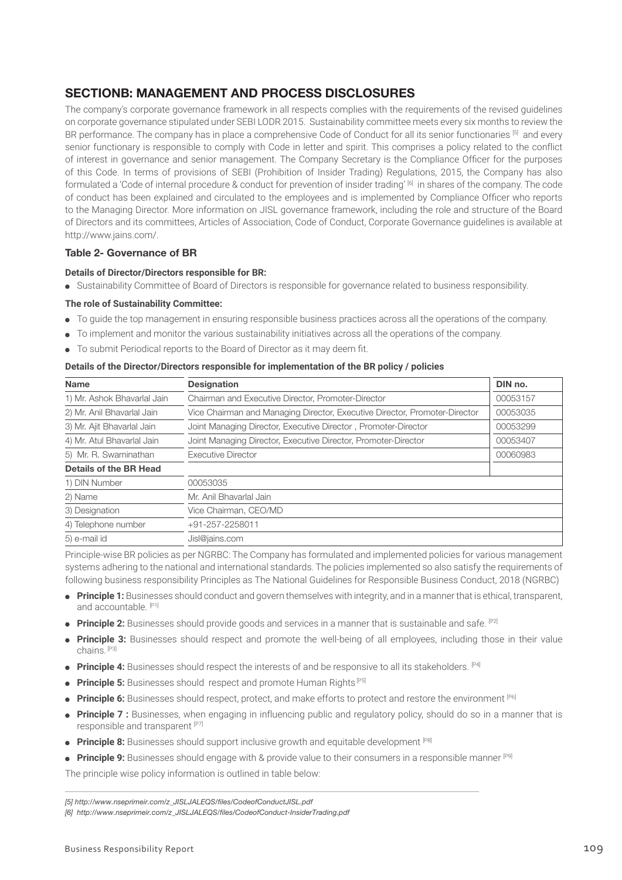## SECTIONB: MANAGEMENT AND PROCESS DISCLOSURES

The company's corporate governance framework in all respects complies with the requirements of the revised guidelines on corporate governance stipulated under SEBI LODR 2015. Sustainability committee meets every six months to review the BR performance. The company has in place a comprehensive Code of Conduct for all its senior functionaries [5] and every senior functionary is responsible to comply with Code in letter and spirit. This comprises a policy related to the conflict of interest in governance and senior management. The Company Secretary is the Compliance Officer for the purposes of this Code. In terms of provisions of SEBI (Prohibition of Insider Trading) Regulations, 2015, the Company has also formulated a 'Code of internal procedure & conduct for prevention of insider trading' [6] in shares of the company. The code of conduct has been explained and circulated to the employees and is implemented by Compliance Officer who reports to the Managing Director. More information on JISL governance framework, including the role and structure of the Board of Directors and its committees, Articles of Association, Code of Conduct, Corporate Governance guidelines is available at http://www.jains.com/.

### Table 2- Governance of BR

**Details of Director/Directors responsible for BR:**

- Sustainability Committee of Board of Directors is responsible for governance related to business responsibility.

**The role of Sustainability Committee:**

- To guide the top management in ensuring responsible business practices across all the operations of the company.
- To implement and monitor the various sustainability initiatives across all the operations of the company.
- To submit Periodical reports to the Board of Director as it may deem fit.

**Details of the Director/Directors responsible for implementation of the BR policy / policies**

| Name | Designation | DIN no. |
|---|---|---|
| 1) Mr. Ashok Bhavarlal Jain | Chairman and Executive Director, Promoter-Director | 00053157 |
| 2) Mr. Anil Bhavarlal Jain | Vice Chairman and Managing Director, Executive Director, Promoter-Director | 00053035 |
| 3) Mr. Ajit Bhavarlal Jain | Joint Managing Director, Executive Director , Promoter-Director | 00053299 |
| 4) Mr. Atul Bhavarlal Jain | Joint Managing Director, Executive Director, Promoter-Director | 00053407 |
| 5) Mr. R. Swaminathan | Executive Director | 00060983 |
| **Details of the BR Head** | | |
| 1) DIN Number | 00053035 | |
| 2) Name | Mr. Anil Bhavarlal Jain | |
| 3) Designation | Vice Chairman, CEO/MD | |
| 4) Telephone number | +91-257-2258011 | |
| 5) e-mail id | Jisl@jains.com | |

Principle-wise BR policies as per NGRBC: The Company has formulated and implemented policies for various management systems adhering to the national and international standards. The policies implemented so also satisfy the requirements of following business responsibility Principles as The National Guidelines for Responsible Business Conduct, 2018 (NGRBC)

- **Principle 1:** Businesses should conduct and govern themselves with integrity, and in a manner that is ethical, transparent, and accountable. [P1]
- **Principle 2:** Businesses should provide goods and services in a manner that is sustainable and safe. [P2]
- **Principle 3:** Businesses should respect and promote the well-being of all employees, including those in their value chains. [P3]
- **Principle 4:** Businesses should respect the interests of and be responsive to all its stakeholders. [P4]
- **Principle 5:** Businesses should respect and promote Human Rights [P5]
- **Principle 6:** Businesses should respect, protect, and make efforts to protect and restore the environment [P6]
- **Principle 7 :** Businesses, when engaging in influencing public and regulatory policy, should do so in a manner that is responsible and transparent [P7]
- **Principle 8:** Businesses should support inclusive growth and equitable development [P8]
- **Principle 9:** Businesses should engage with & provide value to their consumers in a responsible manner [P9]

The principle wise policy information is outlined in table below:

*[5] http://www.nseprimeir.com/z_JISLJALEQS/files/CodeofConductJISL.pdf*

*[6] http://www.nseprimeir.com/z_JISLJALEQS/files/CodeofConduct-InsiderTrading.pdf*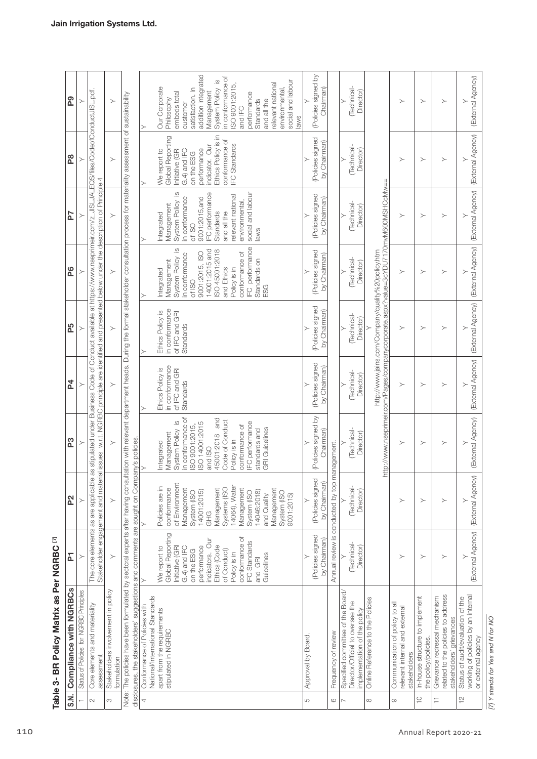## Table 3- BR Policy Matrix as Per NGRBC [7]

| S.N. | Compliance with NGRBCs | P1 | P2 | P3 | P4 | P5 | P6 | P7 | P8 | P9 |
|---|---|---|---|---|---|---|---|---|---|---|
| 1 | Status of Policies for NGRBC Principles | Y | Y | Y | Y | Y | Y | Y | Y | Y |
| 2 | Core elements and materiality assessment | The core elements as are applicable as stipulated under Business Code of Conduct available at https://www.nseprimeir.com/z_JISL/JALEQS/files/CodeofConductJISL.pdf. Stakeholder engagement and material issues w.r.t. NGRBC principle are identified and presented below under the description of Principle 4 | | | | | | | | |
| 3 | Stakeholders involvement in policy formulation | Y | Y | Y | Y | Y | Y | Y | Y | Y |
| | Note: The policies have been formulated by sectoral experts after having consultation with relevant department heads. During the formal stakeholder consultation process for materiality assessment of sustainability disclosures, the stakeholders' suggestions and comments are sought on Company's policies. | | | | | | | | | |
| 4 | Conformance of Policies with National/International Standards apart from the requirements stipulated in NGRBC | Y<br>We report to Global Reporting Initiative (GRI G.4) and IFC on the ESG performance indicators. Our Ethics (Code of Conduct) Policy is in conformance of IFC Standards and GRI Guidelines | Y<br>Policies are in conformance of Environment Management System (ISO 14001:2015) GHG Management Systems (ISO 14064), Water Management System (ISO 14046:2018) and Quality Management System (ISO 9001:2015) | Y<br>Integrated Management System Policy is in conformance of ISO 9001:2015, ISO 14001:2015 and ISO 45001:2018 and Code of Conduct Policy is in conformance of IFC performance standards and GRI Guidelines | Y<br>Ethics Policy is in conformance of IFC and GRI Standards | Y<br>Ethics Policy is in conformance of IFC and GRI Standards | Y<br>Integrated Management System Policy is in conformance of ISO 9001:2015, ISO 14001:2015 and ISO 45001:2018 and Ethics Policy is in conformance of IFC performance Standards on ESG | Y<br>Integrated Management System Policy is in conformance of ISO 9001:2015,and IFC performance Standards and all the relevant national environmental, social and labour laws | Y<br>We report to Global Reporting Initiative (GRI G.4) and IFC on the ESG performance indicator. Our Ethics Policy is in conformance of IFC Standards | Y<br>Our Corporate Philosophy embeds total customer satisfaction. In addition Integrated Management System Policy is in conformance of ISO 9001:2015, and IFC performance Standards and all the relevant national environmental, social and labour laws |
| 5 | Approval by Board. | Y<br>(Policies signed by Chairman) | Y<br>(Policies signed by Chairman) | Y<br>(Policies signed by Chairman) | Y<br>(Policies signed by Chairman) | Y<br>(Policies signed by Chairman) | Y<br>(Policies signed by Chairman) | Y<br>(Policies signed by Chairman) | Y<br>(Policies signed by Chairman) | Y<br>(Policies signed by Chairman) |
| 6 | Frequency of review | Annual review is conducted by top management. | | | | | | | | |
| 7 | Specified committee of the Board/ Director/Official to oversee the implementation of the policy | Y<br>(Technical-Director) | Y<br>(Technical-Director) | Y<br>(Technical-Director) | Y<br>(Technical-Director) | Y<br>(Technical-Director) | Y<br>(Technical-Director) | Y<br>(Technical-Director) | Y<br>(Technical-Director) | Y<br>(Technical-Director) |
| 8 | Online Reference to the Policies | Y<br>http://www.jains.com/Company/quality%20policy.htm<br>http://www.nseprimeir.com/Pages/companycorporate.aspx?value=3cYDU7170mvM600MSHCcMw== | | | | | | | | |
| 9 | Communication of policy to all relevant internal and external stakeholders | Y | Y | Y | Y | Y | Y | Y | Y | Y |
| 10 | In-house structure to implement the policy/policies. | Y | Y | Y | Y | Y | Y | Y | Y | Y |
| 11 | Grievance redressal mechanism related to the policies to address stakeholders' grievances | Y | Y | Y | Y | Y | Y | Y | Y | Y |
| 12 | Status of audit/evaluation of the working of policies by an internal or external agency | Y<br>(External Agency) | Y<br>(External Agency) | Y<br>(External Agency) | Y<br>(External Agency) | Y<br>(External Agency) | Y<br>(External Agency) | Y<br>(External Agency) | Y<br>(External Agency) | Y<br>(External Agency) |

*[7] Y stands for Yes and N for NO*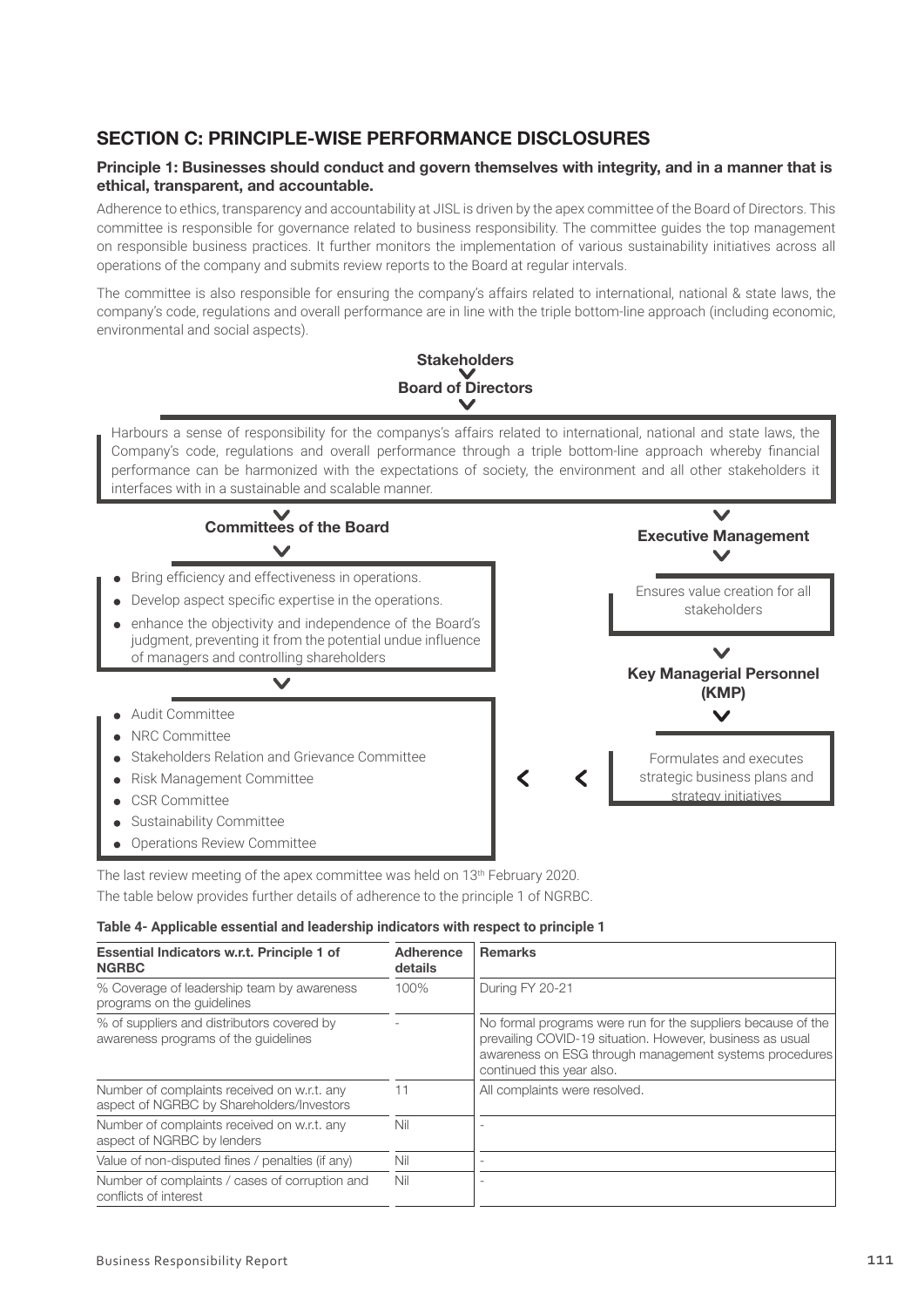## SECTION C: PRINCIPLE-WISE PERFORMANCE DISCLOSURES

### Principle 1: Businesses should conduct and govern themselves with integrity, and in a manner that is ethical, transparent, and accountable.

Adherence to ethics, transparency and accountability at JISL is driven by the apex committee of the Board of Directors. This committee is responsible for governance related to business responsibility. The committee guides the top management on responsible business practices. It further monitors the implementation of various sustainability initiatives across all operations of the company and submits review reports to the Board at regular intervals.

The committee is also responsible for ensuring the company's affairs related to international, national & state laws, the company's code, regulations and overall performance are in line with the triple bottom-line approach (including economic, environmental and social aspects).

**Stakeholders**

**Board of Directors**

Harbours a sense of responsibility for the companys's affairs related to international, national and state laws, the Company's code, regulations and overall performance through a triple bottom-line approach whereby financial performance can be harmonized with the expectations of society, the environment and all other stakeholders it interfaces with in a sustainable and scalable manner.

**Committees of the Board**

- Bring efficiency and effectiveness in operations.
- Develop aspect specific expertise in the operations.
- enhance the objectivity and independence of the Board's judgment, preventing it from the potential undue influence of managers and controlling shareholders

- Audit Committee
- NRC Committee
- Stakeholders Relation and Grievance Committee
- Risk Management Committee
- CSR Committee
- Sustainability Committee
- Operations Review Committee

**Executive Management**

Ensures value creation for all stakeholders

**Key Managerial Personnel (KMP)**

Formulates and executes strategic business plans and strategy initiatives

The last review meeting of the apex committee was held on 13th February 2020.

The table below provides further details of adherence to the principle 1 of NGRBC.

**Table 4- Applicable essential and leadership indicators with respect to principle 1**

| Essential Indicators w.r.t. Principle 1 of NGRBC | Adherence details | Remarks |
|---|---|---|
| % Coverage of leadership team by awareness programs on the guidelines | 100% | During FY 20-21 |
| % of suppliers and distributors covered by awareness programs of the guidelines | - | No formal programs were run for the suppliers because of the prevailing COVID-19 situation. However, business as usual awareness on ESG through management systems procedures continued this year also. |
| Number of complaints received on w.r.t. any aspect of NGRBC by Shareholders/Investors | 11 | All complaints were resolved. |
| Number of complaints received on w.r.t. any aspect of NGRBC by lenders | Nil | - |
| Value of non-disputed fines / penalties (if any) | Nil | - |
| Number of complaints / cases of corruption and conflicts of interest | Nil | - |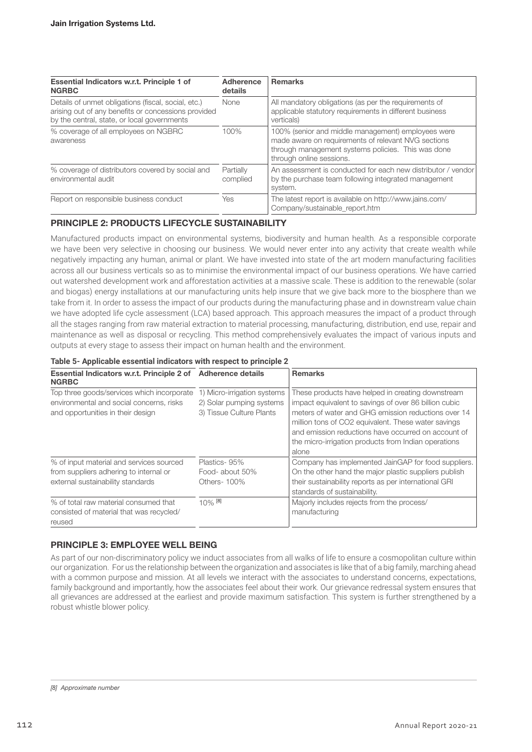| Essential Indicators w.r.t. Principle 1 of NGRBC | Adherence details | Remarks |
|---|---|---|
| Details of unmet obligations (fiscal, social, etc.) arising out of any benefits or concessions provided by the central, state, or local governments | None | All mandatory obligations (as per the requirements of applicable statutory requirements in different business verticals) |
| % coverage of all employees on NGBRC awareness | 100% | 100% (senior and middle management) employees were made aware on requirements of relevant NVG sections through management systems policies. This was done through online sessions. |
| % coverage of distributors covered by social and environmental audit | Partially complied | An assessment is conducted for each new distributor / vendor by the purchase team following integrated management system. |
| Report on responsible business conduct | Yes | The latest report is available on http://www.jains.com/Company/sustainable_report.htm |

## PRINCIPLE 2: PRODUCTS LIFECYCLE SUSTAINABILITY

Manufactured products impact on environmental systems, biodiversity and human health. As a responsible corporate we have been very selective in choosing our business. We would never enter into any activity that create wealth while negatively impacting any human, animal or plant. We have invested into state of the art modern manufacturing facilities across all our business verticals so as to minimise the environmental impact of our business operations. We have carried out watershed development work and afforestation activities at a massive scale. These is addition to the renewable (solar and biogas) energy installations at our manufacturing units help insure that we give back more to the biosphere than we take from it. In order to assess the impact of our products during the manufacturing phase and in downstream value chain we have adopted life cycle assessment (LCA) based approach. This approach measures the impact of a product through all the stages ranging from raw material extraction to material processing, manufacturing, distribution, end use, repair and maintenance as well as disposal or recycling. This method comprehensively evaluates the impact of various inputs and outputs at every stage to assess their impact on human health and the environment.

**Table 5- Applicable essential indicators with respect to principle 2**

| Essential Indicators w.r.t. Principle 2 of NGRBC | Adherence details | Remarks |
|---|---|---|
| Top three goods/services which incorporate environmental and social concerns, risks and opportunities in their design | 1) Micro-irrigation systems 2) Solar pumping systems 3) Tissue Culture Plants | These products have helped in creating downstream impact equivalent to savings of over 86 billion cubic meters of water and GHG emission reductions over 14 million tons of CO2 equivalent. These water savings and emission reductions have occurred on account of the micro-irrigation products from Indian operations alone |
| % of input material and services sourced from suppliers adhering to internal or external sustainability standards | Plastics- 95% Food- about 50% Others- 100% | Company has implemented JainGAP for food suppliers. On the other hand the major plastic suppliers publish their sustainability reports as per international GRI standards of sustainability. |
| % of total raw material consumed that consisted of material that was recycled/ reused | 10% [8] | Majorly includes rejects from the process/ manufacturing |

## PRINCIPLE 3: EMPLOYEE WELL BEING

As part of our non-discriminatory policy we induct associates from all walks of life to ensure a cosmopolitan culture within our organization. For us the relationship between the organization and associates is like that of a big family, marching ahead with a common purpose and mission. At all levels we interact with the associates to understand concerns, expectations, family background and importantly, how the associates feel about their work. Our grievance redressal system ensures that all grievances are addressed at the earliest and provide maximum satisfaction. This system is further strengthened by a robust whistle blower policy.

*[8] Approximate number*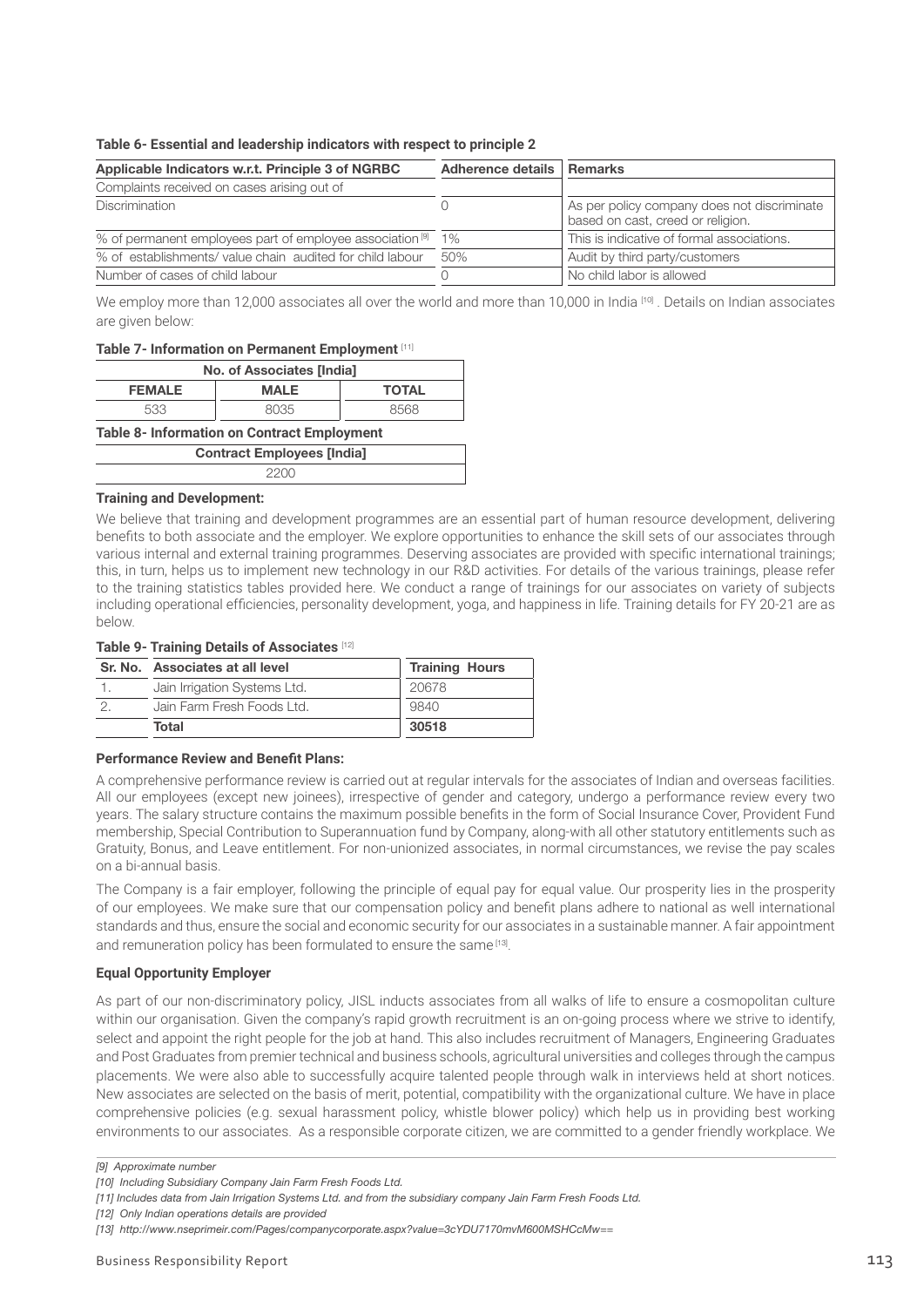**Table 6- Essential and leadership indicators with respect to principle 2**

| Applicable Indicators w.r.t. Principle 3 of NGRBC | Adherence details | Remarks |
|---|---|---|
| Complaints received on cases arising out of | | |
| Discrimination | 0 | As per policy company does not discriminate based on cast, creed or religion. |
| % of permanent employees part of employee association [9] | 1% | This is indicative of formal associations. |
| % of establishments/ value chain audited for child labour | 50% | Audit by third party/customers |
| Number of cases of child labour | 0 | No child labor is allowed |

We employ more than 12,000 associates all over the world and more than 10,000 in India [10] . Details on Indian associates are given below:

**Table 7- Information on Permanent Employment** [11]

| No. of Associates [India] | | |
|---|---|---|
| **FEMALE** | **MALE** | **TOTAL** |
| 533 | 8035 | 8568 |

**Table 8- Information on Contract Employment**

| Contract Employees [India] |
|---|
| 2200 |

**Training and Development:**

We believe that training and development programmes are an essential part of human resource development, delivering benefits to both associate and the employer. We explore opportunities to enhance the skill sets of our associates through various internal and external training programmes. Deserving associates are provided with specific international trainings; this, in turn, helps us to implement new technology in our R&D activities. For details of the various trainings, please refer to the training statistics tables provided here. We conduct a range of trainings for our associates on variety of subjects including operational efficiencies, personality development, yoga, and happiness in life. Training details for FY 20-21 are as below.

**Table 9- Training Details of Associates** [12]

| Sr. No. | Associates at all level | Training Hours |
|---|---|---|
| 1. | Jain Irrigation Systems Ltd. | 20678 |
| 2. | Jain Farm Fresh Foods Ltd. | 9840 |
| | **Total** | **30518** |

**Performance Review and Benefit Plans:**

A comprehensive performance review is carried out at regular intervals for the associates of Indian and overseas facilities. All our employees (except new joinees), irrespective of gender and category, undergo a performance review every two years. The salary structure contains the maximum possible benefits in the form of Social Insurance Cover, Provident Fund membership, Special Contribution to Superannuation fund by Company, along-with all other statutory entitlements such as Gratuity, Bonus, and Leave entitlement. For non-unionized associates, in normal circumstances, we revise the pay scales on a bi-annual basis.

The Company is a fair employer, following the principle of equal pay for equal value. Our prosperity lies in the prosperity of our employees. We make sure that our compensation policy and benefit plans adhere to national as well international standards and thus, ensure the social and economic security for our associates in a sustainable manner. A fair appointment and remuneration policy has been formulated to ensure the same [13].

**Equal Opportunity Employer**

As part of our non-discriminatory policy, JISL inducts associates from all walks of life to ensure a cosmopolitan culture within our organisation. Given the company's rapid growth recruitment is an on-going process where we strive to identify, select and appoint the right people for the job at hand. This also includes recruitment of Managers, Engineering Graduates and Post Graduates from premier technical and business schools, agricultural universities and colleges through the campus placements. We were also able to successfully acquire talented people through walk in interviews held at short notices. New associates are selected on the basis of merit, potential, compatibility with the organizational culture. We have in place comprehensive policies (e.g. sexual harassment policy, whistle blower policy) which help us in providing best working environments to our associates. As a responsible corporate citizen, we are committed to a gender friendly workplace. We

*[9] Approximate number*

*[10] Including Subsidiary Company Jain Farm Fresh Foods Ltd.*

*[11] Includes data from Jain Irrigation Systems Ltd. and from the subsidiary company Jain Farm Fresh Foods Ltd.*

*[12] Only Indian operations details are provided*

*[13] http://www.nseprimeir.com/Pages/companycorporate.aspx?value=3cYDU7170mvM600MSHCcMw==*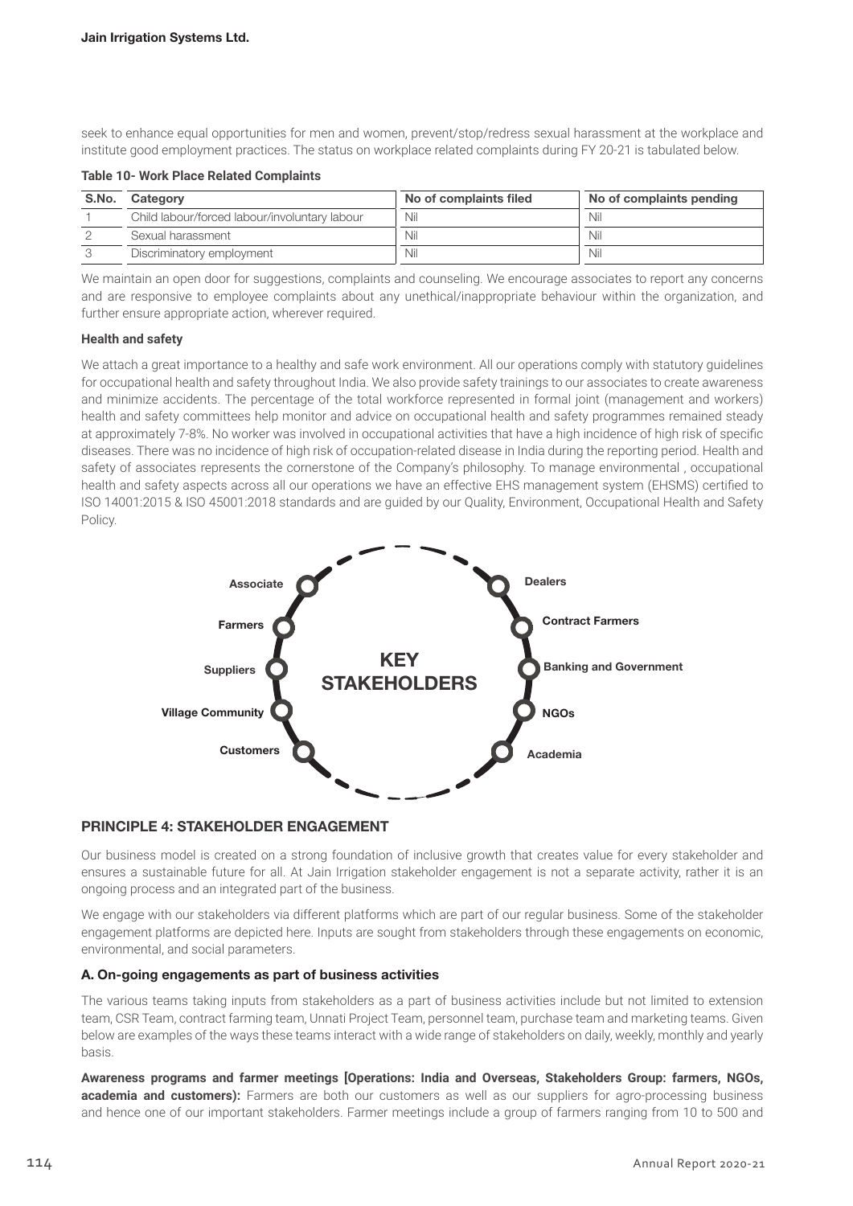seek to enhance equal opportunities for men and women, prevent/stop/redress sexual harassment at the workplace and institute good employment practices. The status on workplace related complaints during FY 20-21 is tabulated below.

**Table 10- Work Place Related Complaints**

| S.No. | Category | No of complaints filed | No of complaints pending |
|---|---|---|---|
| 1 | Child labour/forced labour/involuntary labour | Nil | Nil |
| 2 | Sexual harassment | Nil | Nil |
| 3 | Discriminatory employment | Nil | Nil |

We maintain an open door for suggestions, complaints and counseling. We encourage associates to report any concerns and are responsive to employee complaints about any unethical/inappropriate behaviour within the organization, and further ensure appropriate action, wherever required.

**Health and safety**

We attach a great importance to a healthy and safe work environment. All our operations comply with statutory guidelines for occupational health and safety throughout India. We also provide safety trainings to our associates to create awareness and minimize accidents. The percentage of the total workforce represented in formal joint (management and workers) health and safety committees help monitor and advice on occupational health and safety programmes remained steady at approximately 7-8%. No worker was involved in occupational activities that have a high incidence of high risk of specific diseases. There was no incidence of high risk of occupation-related disease in India during the reporting period. Health and safety of associates represents the cornerstone of the Company's philosophy. To manage environmental , occupational health and safety aspects across all our operations we have an effective EHS management system (EHSMS) certified to ISO 14001:2015 & ISO 45001:2018 standards and are guided by our Quality, Environment, Occupational Health and Safety Policy.

**KEY STAKEHOLDERS**

- Associate
- Farmers
- Suppliers
- Village Community
- Customers
- Dealers
- Contract Farmers
- Banking and Government
- NGOs
- Academia

## PRINCIPLE 4: STAKEHOLDER ENGAGEMENT

Our business model is created on a strong foundation of inclusive growth that creates value for every stakeholder and ensures a sustainable future for all. At Jain Irrigation stakeholder engagement is not a separate activity, rather it is an ongoing process and an integrated part of the business.

We engage with our stakeholders via different platforms which are part of our regular business. Some of the stakeholder engagement platforms are depicted here. Inputs are sought from stakeholders through these engagements on economic, environmental, and social parameters.

### A. On-going engagements as part of business activities

The various teams taking inputs from stakeholders as a part of business activities include but not limited to extension team, CSR Team, contract farming team, Unnati Project Team, personnel team, purchase team and marketing teams. Given below are examples of the ways these teams interact with a wide range of stakeholders on daily, weekly, monthly and yearly basis.

**Awareness programs and farmer meetings [Operations: India and Overseas, Stakeholders Group: farmers, NGOs, academia and customers):** Farmers are both our customers as well as our suppliers for agro-processing business and hence one of our important stakeholders. Farmer meetings include a group of farmers ranging from 10 to 500 and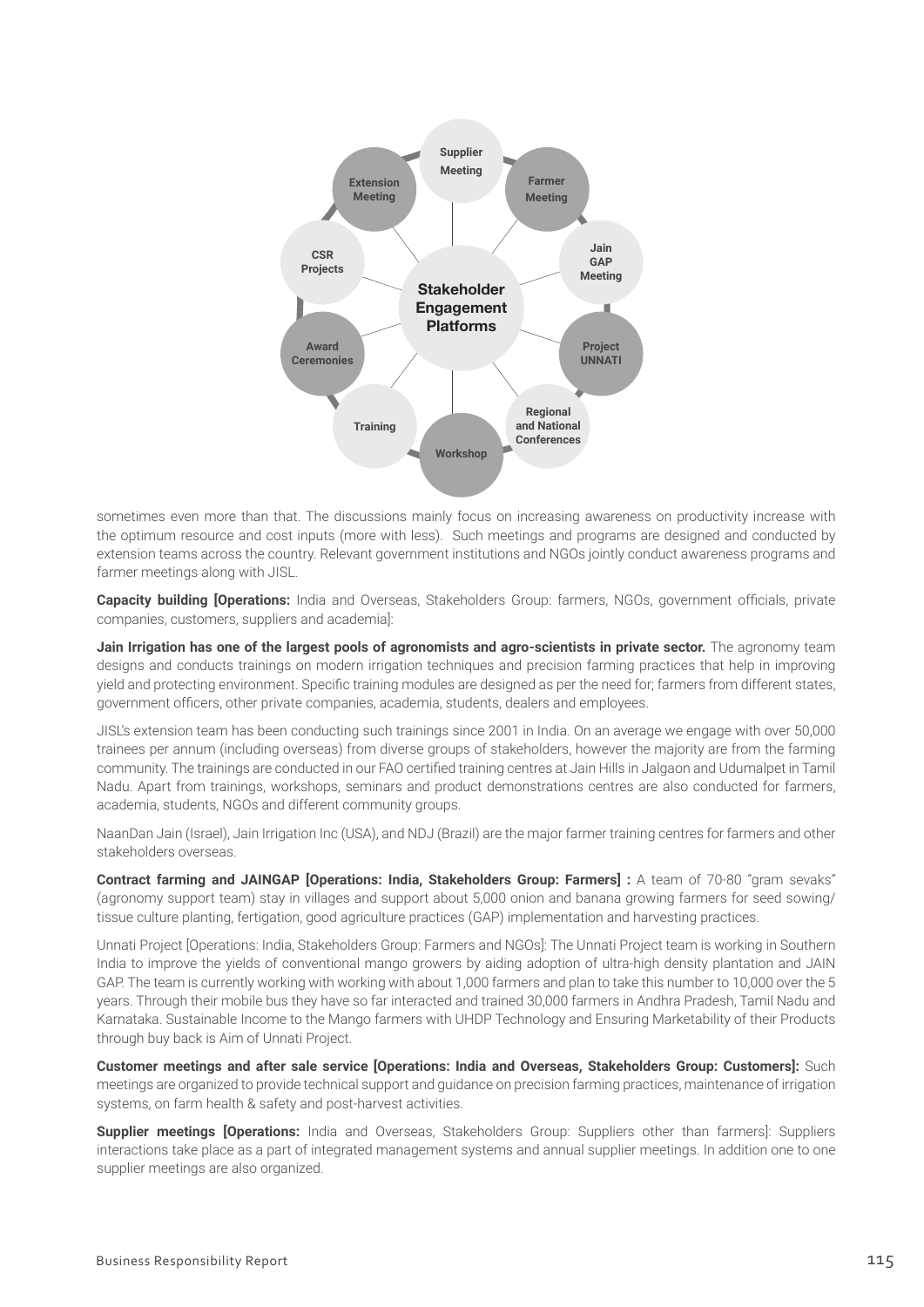sometimes even more than that. The discussions mainly focus on increasing awareness on productivity increase with the optimum resource and cost inputs (more with less). Such meetings and programs are designed and conducted by extension teams across the country. Relevant government institutions and NGOs jointly conduct awareness programs and farmer meetings along with JISL.

**Capacity building [Operations:** India and Overseas, Stakeholders Group: farmers, NGOs, government officials, private companies, customers, suppliers and academia]:

**Jain Irrigation has one of the largest pools of agronomists and agro-scientists in private sector.** The agronomy team designs and conducts trainings on modern irrigation techniques and precision farming practices that help in improving yield and protecting environment. Specific training modules are designed as per the need for; farmers from different states, government officers, other private companies, academia, students, dealers and employees.

JISL's extension team has been conducting such trainings since 2001 in India. On an average we engage with over 50,000 trainees per annum (including overseas) from diverse groups of stakeholders, however the majority are from the farming community. The trainings are conducted in our FAO certified training centres at Jain Hills in Jalgaon and Udumalpet in Tamil Nadu. Apart from trainings, workshops, seminars and product demonstrations centres are also conducted for farmers, academia, students, NGOs and different community groups.

NaanDan Jain (Israel), Jain Irrigation Inc (USA), and NDJ (Brazil) are the major farmer training centres for farmers and other stakeholders overseas.

**Contract farming and JAINGAP [Operations: India, Stakeholders Group: Farmers] :** A team of 70-80 "gram sevaks" (agronomy support team) stay in villages and support about 5,000 onion and banana growing farmers for seed sowing/ tissue culture planting, fertigation, good agriculture practices (GAP) implementation and harvesting practices.

Unnati Project [Operations: India, Stakeholders Group: Farmers and NGOs]: The Unnati Project team is working in Southern India to improve the yields of conventional mango growers by aiding adoption of ultra-high density plantation and JAIN GAP. The team is currently working with working with about 1,000 farmers and plan to take this number to 10,000 over the 5 years. Through their mobile bus they have so far interacted and trained 30,000 farmers in Andhra Pradesh, Tamil Nadu and Karnataka. Sustainable Income to the Mango farmers with UHDP Technology and Ensuring Marketability of their Products through buy back is Aim of Unnati Project.

**Customer meetings and after sale service [Operations: India and Overseas, Stakeholders Group: Customers]:** Such meetings are organized to provide technical support and guidance on precision farming practices, maintenance of irrigation systems, on farm health & safety and post-harvest activities.

**Supplier meetings [Operations:** India and Overseas, Stakeholders Group: Suppliers other than farmers]: Suppliers interactions take place as a part of integrated management systems and annual supplier meetings. In addition one to one supplier meetings are also organized.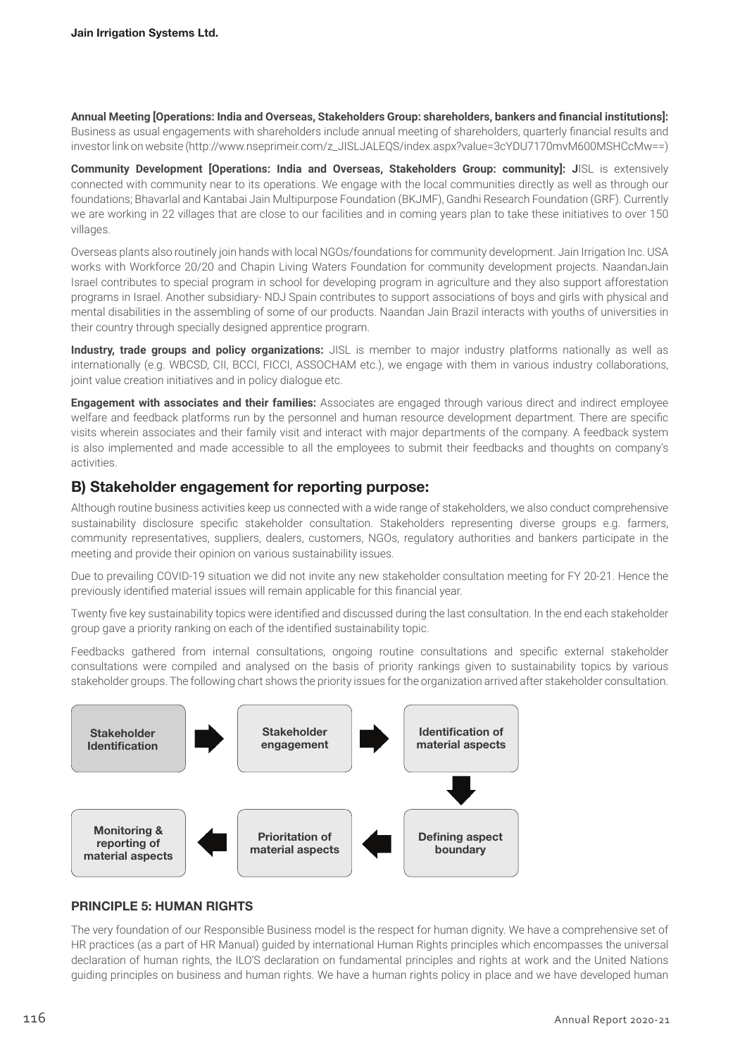**Annual Meeting [Operations: India and Overseas, Stakeholders Group: shareholders, bankers and financial institutions]:** Business as usual engagements with shareholders include annual meeting of shareholders, quarterly financial results and investor link on website (http://www.nseprimeir.com/z_JISLJALEQS/index.aspx?value=3cYDU7170mvM600MSHCcMw==)

**Community Development [Operations: India and Overseas, Stakeholders Group: community]: J**ISL is extensively connected with community near to its operations. We engage with the local communities directly as well as through our foundations; Bhavarlal and Kantabai Jain Multipurpose Foundation (BKJMF), Gandhi Research Foundation (GRF). Currently we are working in 22 villages that are close to our facilities and in coming years plan to take these initiatives to over 150 villages.

Overseas plants also routinely join hands with local NGOs/foundations for community development. Jain Irrigation Inc. USA works with Workforce 20/20 and Chapin Living Waters Foundation for community development projects. NaandanJain Israel contributes to special program in school for developing program in agriculture and they also support afforestation programs in Israel. Another subsidiary- NDJ Spain contributes to support associations of boys and girls with physical and mental disabilities in the assembling of some of our products. Naandan Jain Brazil interacts with youths of universities in their country through specially designed apprentice program.

**Industry, trade groups and policy organizations:** JISL is member to major industry platforms nationally as well as internationally (e.g. WBCSD, CII, BCCI, FICCI, ASSOCHAM etc.), we engage with them in various industry collaborations, joint value creation initiatives and in policy dialogue etc.

**Engagement with associates and their families:** Associates are engaged through various direct and indirect employee welfare and feedback platforms run by the personnel and human resource development department. There are specific visits wherein associates and their family visit and interact with major departments of the company. A feedback system is also implemented and made accessible to all the employees to submit their feedbacks and thoughts on company's activities.

## B) Stakeholder engagement for reporting purpose:

Although routine business activities keep us connected with a wide range of stakeholders, we also conduct comprehensive sustainability disclosure specific stakeholder consultation. Stakeholders representing diverse groups e.g. farmers, community representatives, suppliers, dealers, customers, NGOs, regulatory authorities and bankers participate in the meeting and provide their opinion on various sustainability issues.

Due to prevailing COVID-19 situation we did not invite any new stakeholder consultation meeting for FY 20-21. Hence the previously identified material issues will remain applicable for this financial year.

Twenty five key sustainability topics were identified and discussed during the last consultation. In the end each stakeholder group gave a priority ranking on each of the identified sustainability topic.

Feedbacks gathered from internal consultations, ongoing routine consultations and specific external stakeholder consultations were compiled and analysed on the basis of priority rankings given to sustainability topics by various stakeholder groups. The following chart shows the priority issues for the organization arrived after stakeholder consultation.

**Stakeholder Identification** → **Stakeholder engagement** → **Identification of material aspects** → **Defining aspect boundary** → **Prioritation of material aspects** → **Monitoring & reporting of material aspects**

### PRINCIPLE 5: HUMAN RIGHTS

The very foundation of our Responsible Business model is the respect for human dignity. We have a comprehensive set of HR practices (as a part of HR Manual) guided by international Human Rights principles which encompasses the universal declaration of human rights, the ILO'S declaration on fundamental principles and rights at work and the United Nations guiding principles on business and human rights. We have a human rights policy in place and we have developed human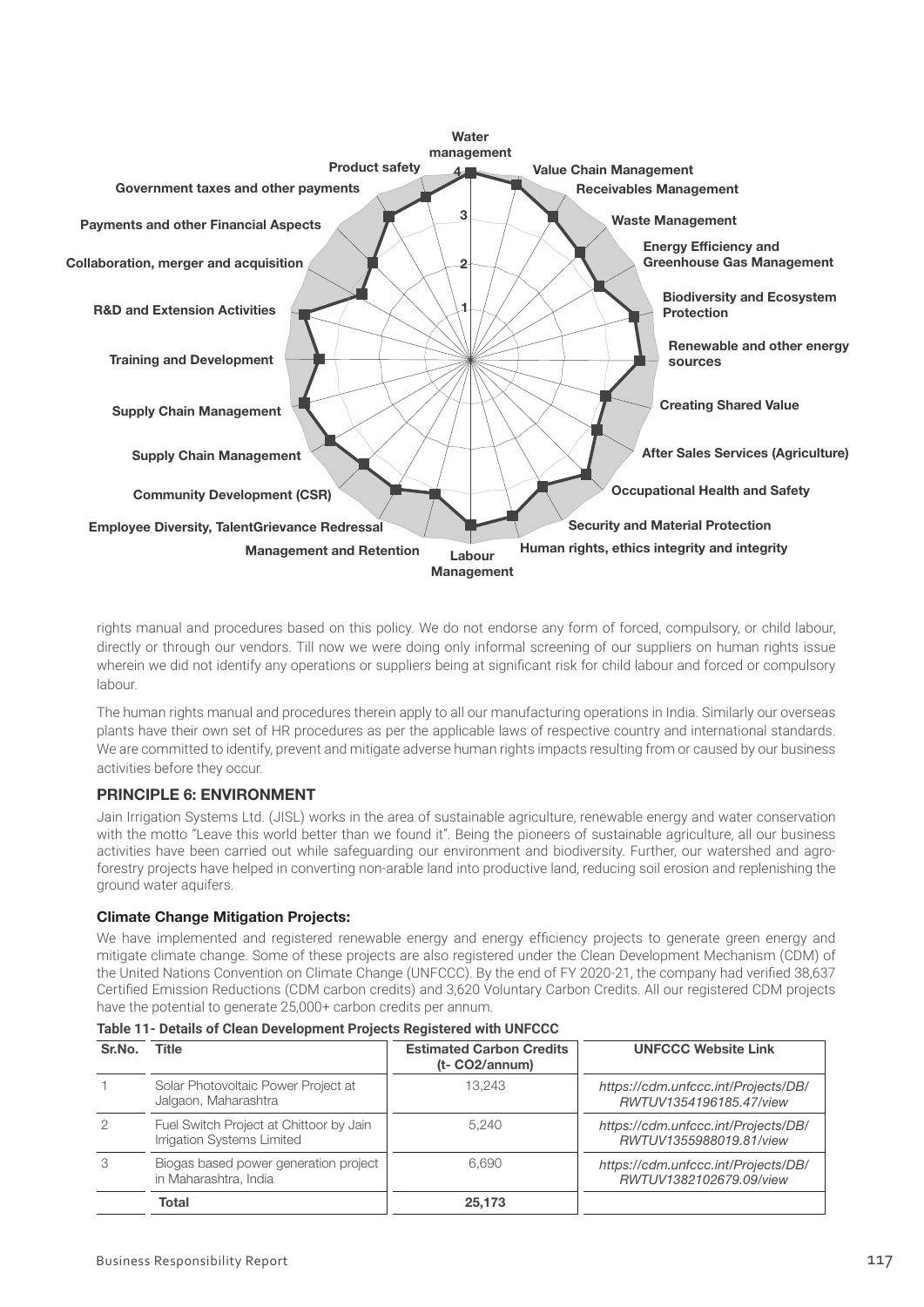Water management

Product safety

Value Chain Management

Government taxes and other payments

Receivables Management

Payments and other Financial Aspects

Waste Management

Energy Efficiency and Greenhouse Gas Management

Collaboration, merger and acquisition

Biodiversity and Ecosystem Protection

R&D and Extension Activities

Renewable and other energy sources

Training and Development

Creating Shared Value

Supply Chain Management

After Sales Services (Agriculture)

Supply Chain Management

Occupational Health and Safety

Community Development (CSR)

Security and Material Protection

Employee Diversity, TalentGrievance Redressal

Human rights, ethics integrity and integrity

Management and Retention

Labour Management

rights manual and procedures based on this policy. We do not endorse any form of forced, compulsory, or child labour, directly or through our vendors. Till now we were doing only informal screening of our suppliers on human rights issue wherein we did not identify any operations or suppliers being at significant risk for child labour and forced or compulsory labour.

The human rights manual and procedures therein apply to all our manufacturing operations in India. Similarly our overseas plants have their own set of HR procedures as per the applicable laws of respective country and international standards. We are committed to identify, prevent and mitigate adverse human rights impacts resulting from or caused by our business activities before they occur.

## PRINCIPLE 6: ENVIRONMENT

Jain Irrigation Systems Ltd. (JISL) works in the area of sustainable agriculture, renewable energy and water conservation with the motto "Leave this world better than we found it". Being the pioneers of sustainable agriculture, all our business activities have been carried out while safeguarding our environment and biodiversity. Further, our watershed and agro-forestry projects have helped in converting non-arable land into productive land, reducing soil erosion and replenishing the ground water aquifers.

### Climate Change Mitigation Projects:

We have implemented and registered renewable energy and energy efficiency projects to generate green energy and mitigate climate change. Some of these projects are also registered under the Clean Development Mechanism (CDM) of the United Nations Convention on Climate Change (UNFCCC). By the end of FY 2020-21, the company had verified 38,637 Certified Emission Reductions (CDM carbon credits) and 3,620 Voluntary Carbon Credits. All our registered CDM projects have the potential to generate 25,000+ carbon credits per annum.

**Table 11- Details of Clean Development Projects Registered with UNFCCC**

| Sr.No. | Title | Estimated Carbon Credits (t- $CO_2$/annum) | UNFCCC Website Link |
|---|---|---|---|
| 1 | Solar Photovoltaic Power Project at Jalgaon, Maharashtra | 13,243 | *https://cdm.unfccc.int/Projects/DB/RWTUV1354196185.47/view* |
| 2 | Fuel Switch Project at Chittoor by Jain Irrigation Systems Limited | 5,240 | *https://cdm.unfccc.int/Projects/DB/RWTUV1355988019.81/view* |
| 3 | Biogas based power generation project in Maharashtra, India | 6,690 | *https://cdm.unfccc.int/Projects/DB/RWTUV1382102679.09/view* |
| | **Total** | **25,173** | |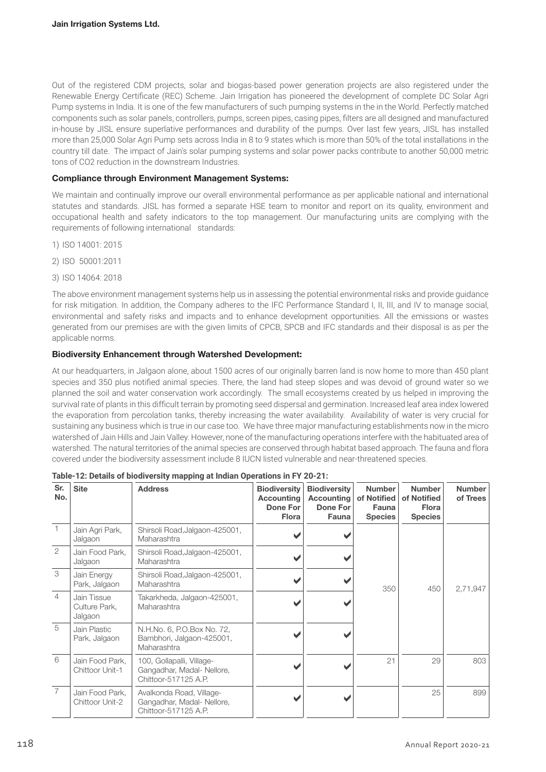Out of the registered CDM projects, solar and biogas-based power generation projects are also registered under the Renewable Energy Certificate (REC) Scheme. Jain Irrigation has pioneered the development of complete DC Solar Agri Pump systems in India. It is one of the few manufacturers of such pumping systems in the in the World. Perfectly matched components such as solar panels, controllers, pumps, screen pipes, casing pipes, filters are all designed and manufactured in-house by JISL ensure superlative performances and durability of the pumps. Over last few years, JISL has installed more than 25,000 Solar Agri Pump sets across India in 8 to 9 states which is more than 50% of the total installations in the country till date. The impact of Jain's solar pumping systems and solar power packs contribute to another 50,000 metric tons of CO2 reduction in the downstream Industries.

### Compliance through Environment Management Systems:

We maintain and continually improve our overall environmental performance as per applicable national and international statutes and standards. JISL has formed a separate HSE team to monitor and report on its quality, environment and occupational health and safety indicators to the top management. Our manufacturing units are complying with the requirements of following international standards:

1) ISO 14001: 2015

2) ISO 50001:2011

3) ISO 14064: 2018

The above environment management systems help us in assessing the potential environmental risks and provide guidance for risk mitigation. In addition, the Company adheres to the IFC Performance Standard I, II, III, and IV to manage social, environmental and safety risks and impacts and to enhance development opportunities. All the emissions or wastes generated from our premises are with the given limits of CPCB, SPCB and IFC standards and their disposal is as per the applicable norms.

### Biodiversity Enhancement through Watershed Development:

At our headquarters, in Jalgaon alone, about 1500 acres of our originally barren land is now home to more than 450 plant species and 350 plus notified animal species. There, the land had steep slopes and was devoid of ground water so we planned the soil and water conservation work accordingly. The small ecosystems created by us helped in improving the survival rate of plants in this difficult terrain by promoting seed dispersal and germination. Increased leaf area index lowered the evaporation from percolation tanks, thereby increasing the water availability. Availability of water is very crucial for sustaining any business which is true in our case too. We have three major manufacturing establishments now in the micro watershed of Jain Hills and Jain Valley. However, none of the manufacturing operations interfere with the habituated area of watershed. The natural territories of the animal species are conserved through habitat based approach. The fauna and flora covered under the biodiversity assessment include 8 IUCN listed vulnerable and near-threatened species.

**Table-12: Details of biodiversity mapping at Indian Operations in FY 20-21:**

| Sr. No. | Site | Address | Biodiversity Accounting Done For Flora | Biodiversity Accounting Done For Fauna | Number of Notified Fauna Species | Number of Notified Flora Species | Number of Trees |
|---|---|---|---|---|---|---|---|
| 1 | Jain Agri Park, Jalgaon | Shirsoli Road,Jalgaon-425001, Maharashtra | ✔ | ✔ | 350 | 450 | 2,71,947 |
| 2 | Jain Food Park, Jalgaon | Shirsoli Road,Jalgaon-425001, Maharashtra | ✔ | ✔ | | | |
| 3 | Jain Energy Park, Jalgaon | Shirsoli Road,Jalgaon-425001, Maharashtra | ✔ | ✔ | | | |
| 4 | Jain Tissue Culture Park, Jalgaon | Takarkheda, Jalgaon-425001, Maharashtra | ✔ | ✔ | | | |
| 5 | Jain Plastic Park, Jalgaon | N.H.No. 6, P.O.Box No. 72, Bambhori, Jalgaon-425001, Maharashtra | ✔ | ✔ | | | |
| 6 | Jain Food Park, Chittoor Unit-1 | 100, Gollapalli, Village-Gangadhar, Madal- Nellore, Chittoor-517125 A.P. | ✔ | ✔ | 21 | 29 | 803 |
| 7 | Jain Food Park, Chittoor Unit-2 | Avalkonda Road, Village-Gangadhar, Madal- Nellore, Chittoor-517125 A.P. | ✔ | ✔ | | 25 | 899 |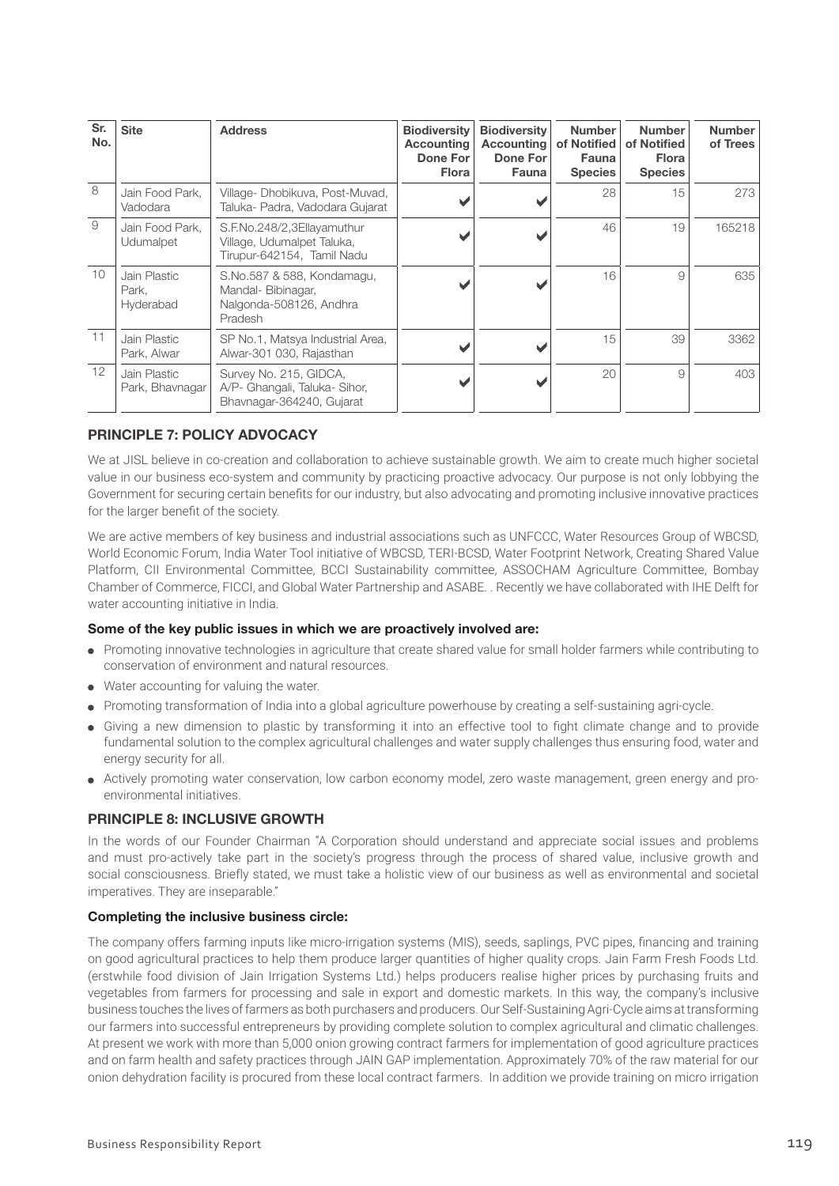| Sr. No. | Site | Address | Biodiversity Accounting Done For Flora | Biodiversity Accounting Done For Fauna | Number of Notified Fauna Species | Number of Notified Flora Species | Number of Trees |
|---|---|---|---|---|---|---|---|
| 8 | Jain Food Park, Vadodara | Village- Dhobikuva, Post-Muvad, Taluka- Padra, Vadodara Gujarat | ✔ | ✔ | 28 | 15 | 273 |
| 9 | Jain Food Park, Udumalpet | S.F.No.248/2,3Ellayamuthur Village, Udumalpet Taluka, Tirupur-642154, Tamil Nadu | ✔ | ✔ | 46 | 19 | 165218 |
| 10 | Jain Plastic Park, Hyderabad | S.No.587 & 588, Kondamagu, Mandal- Bibinagar, Nalgonda-508126, Andhra Pradesh | ✔ | ✔ | 16 | 9 | 635 |
| 11 | Jain Plastic Park, Alwar | SP No.1, Matsya Industrial Area, Alwar-301 030, Rajasthan | ✔ | ✔ | 15 | 39 | 3362 |
| 12 | Jain Plastic Park, Bhavnagar | Survey No. 215, GIDCA, A/P- Ghangali, Taluka- Sihor, Bhavnagar-364240, Gujarat | ✔ | ✔ | 20 | 9 | 403 |

## PRINCIPLE 7: POLICY ADVOCACY

We at JISL believe in co-creation and collaboration to achieve sustainable growth. We aim to create much higher societal value in our business eco-system and community by practicing proactive advocacy. Our purpose is not only lobbying the Government for securing certain benefits for our industry, but also advocating and promoting inclusive innovative practices for the larger benefit of the society.

We are active members of key business and industrial associations such as UNFCCC, Water Resources Group of WBCSD, World Economic Forum, India Water Tool initiative of WBCSD, TERI-BCSD, Water Footprint Network, Creating Shared Value Platform, CII Environmental Committee, BCCI Sustainability committee, ASSOCHAM Agriculture Committee, Bombay Chamber of Commerce, FICCI, and Global Water Partnership and ASABE. . Recently we have collaborated with IHE Delft for water accounting initiative in India.

**Some of the key public issues in which we are proactively involved are:**

- Promoting innovative technologies in agriculture that create shared value for small holder farmers while contributing to conservation of environment and natural resources.
- Water accounting for valuing the water.
- Promoting transformation of India into a global agriculture powerhouse by creating a self-sustaining agri-cycle.
- Giving a new dimension to plastic by transforming it into an effective tool to fight climate change and to provide fundamental solution to the complex agricultural challenges and water supply challenges thus ensuring food, water and energy security for all.
- Actively promoting water conservation, low carbon economy model, zero waste management, green energy and pro-environmental initiatives.

## PRINCIPLE 8: INCLUSIVE GROWTH

In the words of our Founder Chairman "A Corporation should understand and appreciate social issues and problems and must pro-actively take part in the society's progress through the process of shared value, inclusive growth and social consciousness. Briefly stated, we must take a holistic view of our business as well as environmental and societal imperatives. They are inseparable."

**Completing the inclusive business circle:**

The company offers farming inputs like micro-irrigation systems (MIS), seeds, saplings, PVC pipes, financing and training on good agricultural practices to help them produce larger quantities of higher quality crops. Jain Farm Fresh Foods Ltd. (erstwhile food division of Jain Irrigation Systems Ltd.) helps producers realise higher prices by purchasing fruits and vegetables from farmers for processing and sale in export and domestic markets. In this way, the company's inclusive business touches the lives of farmers as both purchasers and producers. Our Self-Sustaining Agri-Cycle aims at transforming our farmers into successful entrepreneurs by providing complete solution to complex agricultural and climatic challenges. At present we work with more than 5,000 onion growing contract farmers for implementation of good agriculture practices and on farm health and safety practices through JAIN GAP implementation. Approximately 70% of the raw material for our onion dehydration facility is procured from these local contract farmers. In addition we provide training on micro irrigation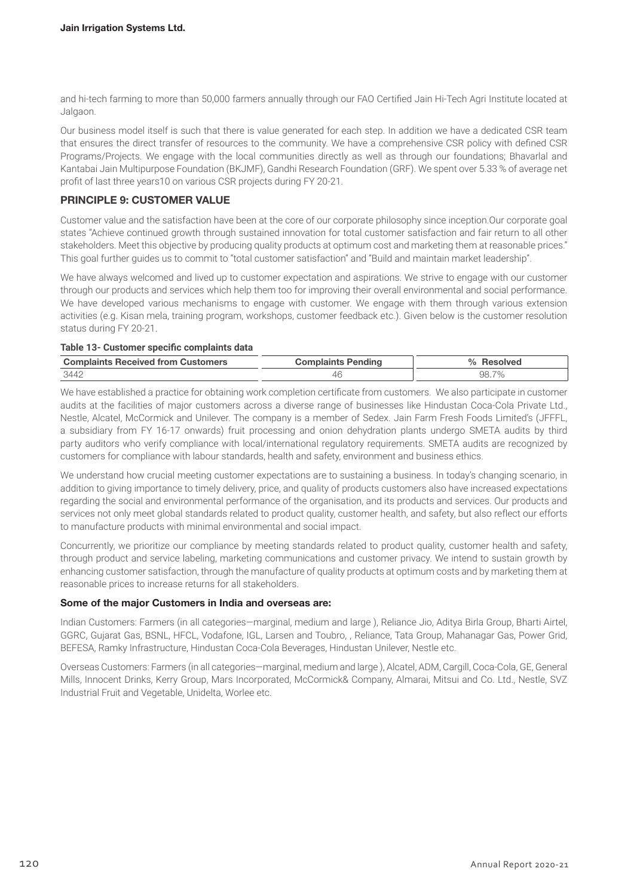and hi-tech farming to more than 50,000 farmers annually through our FAO Certified Jain Hi-Tech Agri Institute located at Jalgaon.

Our business model itself is such that there is value generated for each step. In addition we have a dedicated CSR team that ensures the direct transfer of resources to the community. We have a comprehensive CSR policy with defined CSR Programs/Projects. We engage with the local communities directly as well as through our foundations; Bhavarlal and Kantabai Jain Multipurpose Foundation (BKJMF), Gandhi Research Foundation (GRF). We spent over 5.33 % of average net profit of last three years10 on various CSR projects during FY 20-21.

## PRINCIPLE 9: CUSTOMER VALUE

Customer value and the satisfaction have been at the core of our corporate philosophy since inception.Our corporate goal states "Achieve continued growth through sustained innovation for total customer satisfaction and fair return to all other stakeholders. Meet this objective by producing quality products at optimum cost and marketing them at reasonable prices." This goal further guides us to commit to "total customer satisfaction" and "Build and maintain market leadership".

We have always welcomed and lived up to customer expectation and aspirations. We strive to engage with our customer through our products and services which help them too for improving their overall environmental and social performance. We have developed various mechanisms to engage with customer. We engage with them through various extension activities (e.g. Kisan mela, training program, workshops, customer feedback etc.). Given below is the customer resolution status during FY 20-21.

**Table 13- Customer specific complaints data**

| Complaints Received from Customers | Complaints Pending | % Resolved |
|---|---|---|
| 3442 | 46 | 98.7% |

We have established a practice for obtaining work completion certificate from customers. We also participate in customer audits at the facilities of major customers across a diverse range of businesses like Hindustan Coca-Cola Private Ltd., Nestle, Alcatel, McCormick and Unilever. The company is a member of Sedex. Jain Farm Fresh Foods Limited's (JFFFL, a subsidiary from FY 16-17 onwards) fruit processing and onion dehydration plants undergo SMETA audits by third party auditors who verify compliance with local/international regulatory requirements. SMETA audits are recognized by customers for compliance with labour standards, health and safety, environment and business ethics.

We understand how crucial meeting customer expectations are to sustaining a business. In today's changing scenario, in addition to giving importance to timely delivery, price, and quality of products customers also have increased expectations regarding the social and environmental performance of the organisation, and its products and services. Our products and services not only meet global standards related to product quality, customer health, and safety, but also reflect our efforts to manufacture products with minimal environmental and social impact.

Concurrently, we prioritize our compliance by meeting standards related to product quality, customer health and safety, through product and service labeling, marketing communications and customer privacy. We intend to sustain growth by enhancing customer satisfaction, through the manufacture of quality products at optimum costs and by marketing them at reasonable prices to increase returns for all stakeholders.

**Some of the major Customers in India and overseas are:**

Indian Customers: Farmers (in all categories—marginal, medium and large ), Reliance Jio, Aditya Birla Group, Bharti Airtel, GGRC, Gujarat Gas, BSNL, HFCL, Vodafone, IGL, Larsen and Toubro, , Reliance, Tata Group, Mahanagar Gas, Power Grid, BEFESA, Ramky Infrastructure, Hindustan Coca-Cola Beverages, Hindustan Unilever, Nestle etc.

Overseas Customers: Farmers (in all categories—marginal, medium and large ), Alcatel, ADM, Cargill, Coca-Cola, GE, General Mills, Innocent Drinks, Kerry Group, Mars Incorporated, McCormick& Company, Almarai, Mitsui and Co. Ltd., Nestle, SVZ Industrial Fruit and Vegetable, Unidelta, Worlee etc.